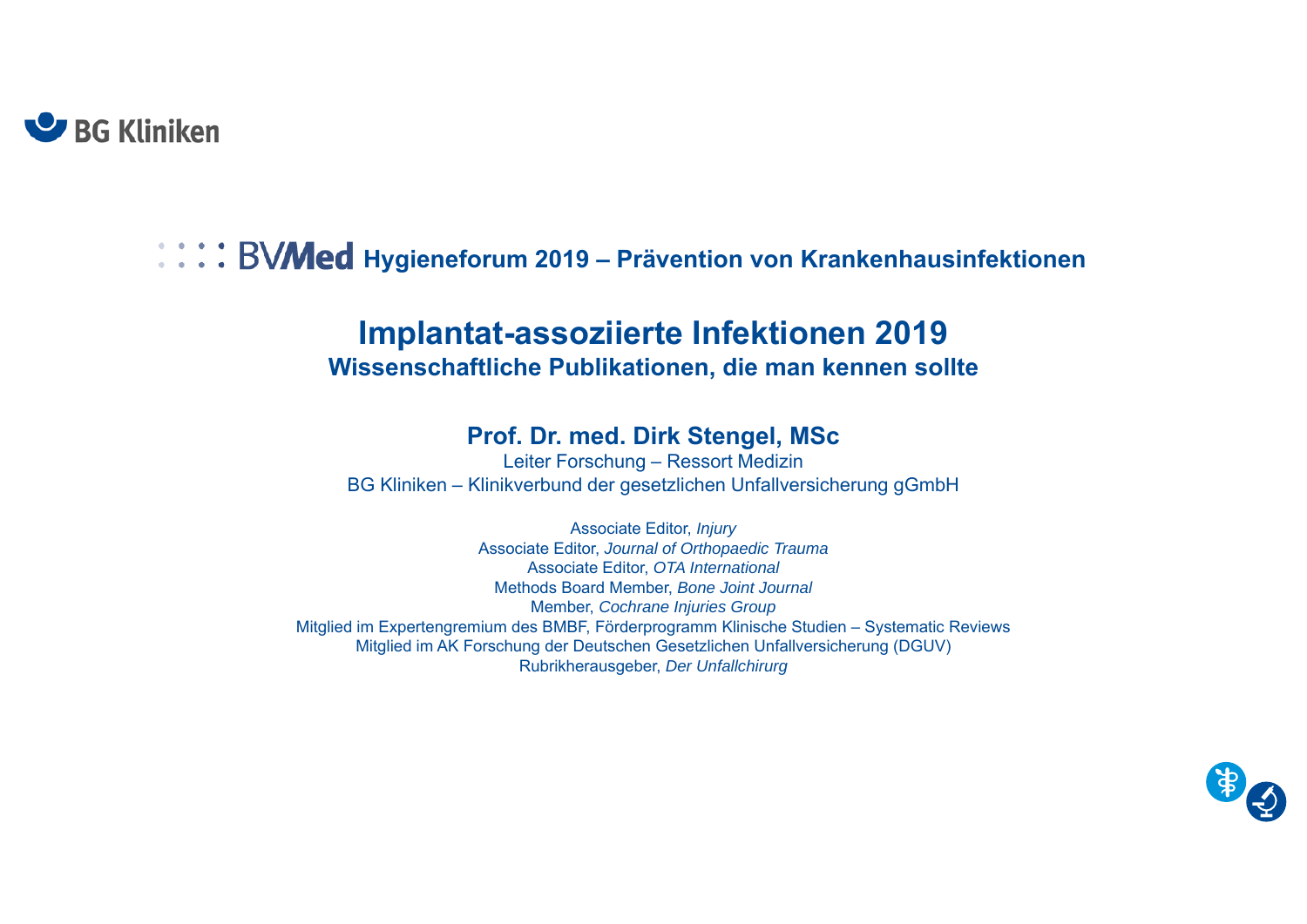BG Kliniken

BVMed **Hygieneforum 2019 – Prävention von Krankenhausinfektionen**

# Implantat-assoziierte Infektionen 2019

## Wissenschaftliche Publikationen, die man kennen sollte

**Prof. Dr. med. Dirk Stengel, MSc**

Leiter Forschung – Ressort Medizin

BG Kliniken – Klinikverbund der gesetzlichen Unfallversicherung gGmbH

Associate Editor, *Injury*

Associate Editor, *Journal of Orthopaedic Trauma*

Associate Editor, *OTA International*

Methods Board Member, *Bone Joint Journal*

Member, *Cochrane Injuries Group*

Mitglied im Expertengremium des BMBF, Förderprogramm Klinische Studien – Systematic Reviews

Mitglied im AK Forschung der Deutschen Gesetzlichen Unfallversicherung (DGUV)

Rubrikherausgeber, *Der Unfallchirurg*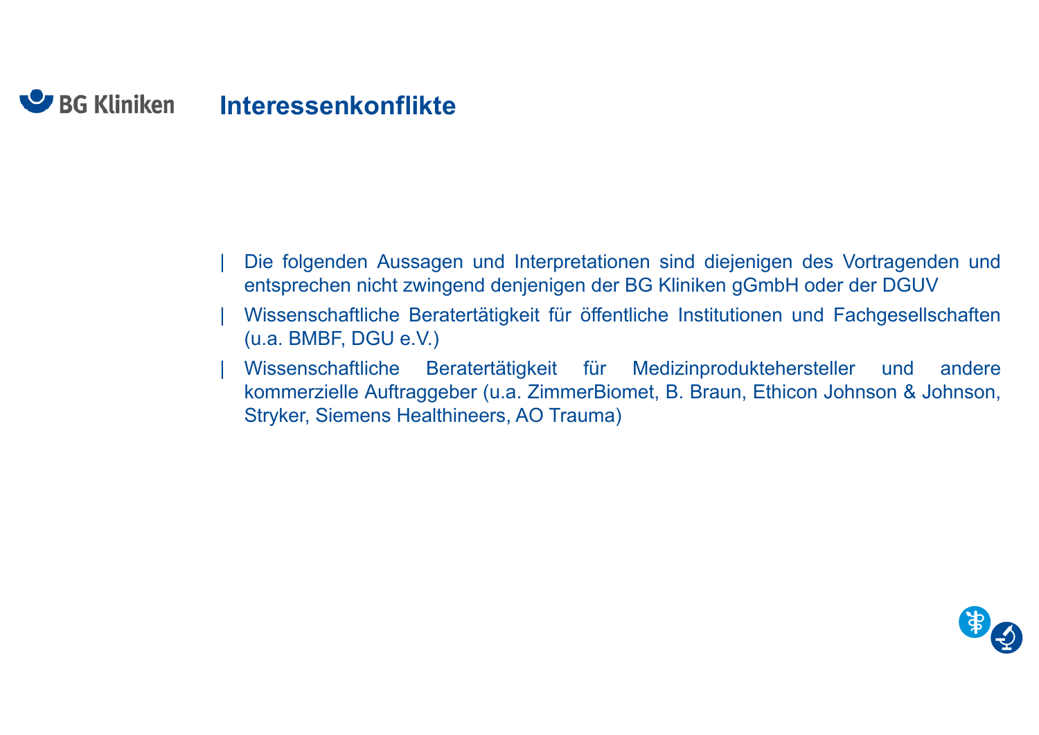# Interessenkonflikte

- Die folgenden Aussagen und Interpretationen sind diejenigen des Vortragenden und entsprechen nicht zwingend denjenigen der BG Kliniken gGmbH oder der DGUV
- Wissenschaftliche Beratertätigkeit für öffentliche Institutionen und Fachgesellschaften (u.a. BMBF, DGU e.V.)
- Wissenschaftliche Beratertätigkeit für Medizinproduktehersteller und andere kommerzielle Auftraggeber (u.a. ZimmerBiomet, B. Braun, Ethicon Johnson & Johnson, Stryker, Siemens Healthineers, AO Trauma)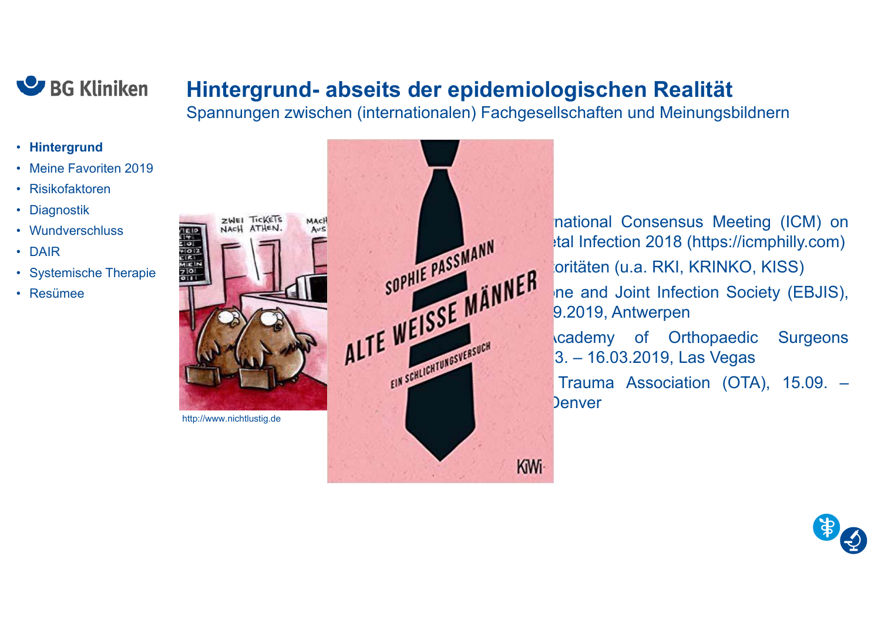# Hintergrund- abseits der epidemiologischen Realität

Spannungen zwischen (internationalen) Fachgesellschaften und Meinungsbildnern

- **Hintergrund**
- Meine Favoriten 2019
- Risikofaktoren
- Diagnostik
- Wundverschluss
- DAIR
- Systemische Therapie
- Resümee

http://www.nichtlustig.de

- …national Consensus Meeting (ICM) on …etal Infection 2018 (https://icmphilly.com)
- …oritäten (u.a. RKI, KRINKO, KISS)
- …ne and Joint Infection Society (EBJIS), …9.2019, Antwerpen
- …cademy of Orthopaedic Surgeons …3. – 16.03.2019, Las Vegas
- … Trauma Association (OTA), 15.09. – …Denver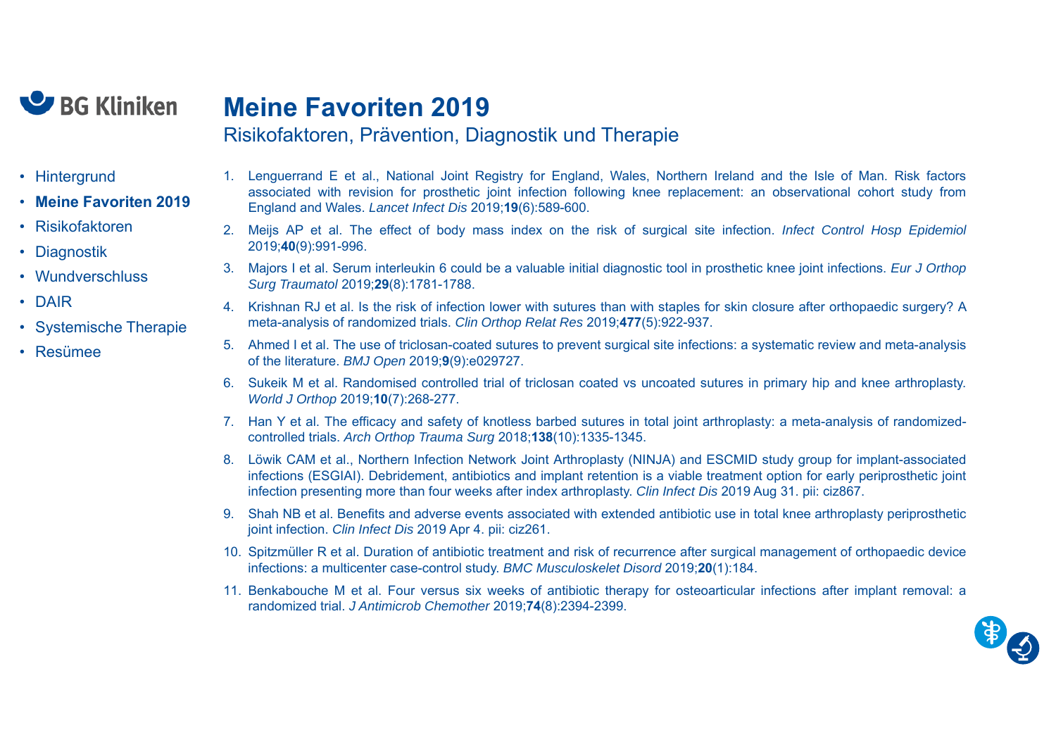# Meine Favoriten 2019

## Risikofaktoren, Prävention, Diagnostik und Therapie

- Hintergrund
- **Meine Favoriten 2019**
- Risikofaktoren
- Diagnostik
- Wundverschluss
- DAIR
- Systemische Therapie
- Resümee

1. Lenguerrand E et al., National Joint Registry for England, Wales, Northern Ireland and the Isle of Man. Risk factors associated with revision for prosthetic joint infection following knee replacement: an observational cohort study from England and Wales. *Lancet Infect Dis* 2019;**19**(6):589-600.
2. Meijs AP et al. The effect of body mass index on the risk of surgical site infection. *Infect Control Hosp Epidemiol* 2019;**40**(9):991-996.
3. Majors I et al. Serum interleukin 6 could be a valuable initial diagnostic tool in prosthetic knee joint infections. *Eur J Orthop Surg Traumatol* 2019;**29**(8):1781-1788.
4. Krishnan RJ et al. Is the risk of infection lower with sutures than with staples for skin closure after orthopaedic surgery? A meta-analysis of randomized trials. *Clin Orthop Relat Res* 2019;**477**(5):922-937.
5. Ahmed I et al. The use of triclosan-coated sutures to prevent surgical site infections: a systematic review and meta-analysis of the literature. *BMJ Open* 2019;**9**(9):e029727.
6. Sukeik M et al. Randomised controlled trial of triclosan coated vs uncoated sutures in primary hip and knee arthroplasty. *World J Orthop* 2019;**10**(7):268-277.
7. Han Y et al. The efficacy and safety of knotless barbed sutures in total joint arthroplasty: a meta-analysis of randomized-controlled trials. *Arch Orthop Trauma Surg* 2018;**138**(10):1335-1345.
8. Löwik CAM et al., Northern Infection Network Joint Arthroplasty (NINJA) and ESCMID study group for implant-associated infections (ESGIAI). Debridement, antibiotics and implant retention is a viable treatment option for early periprosthetic joint infection presenting more than four weeks after index arthroplasty. *Clin Infect Dis* 2019 Aug 31. pii: ciz867.
9. Shah NB et al. Benefits and adverse events associated with extended antibiotic use in total knee arthroplasty periprosthetic joint infection. *Clin Infect Dis* 2019 Apr 4. pii: ciz261.
10. Spitzmüller R et al. Duration of antibiotic treatment and risk of recurrence after surgical management of orthopaedic device infections: a multicenter case-control study. *BMC Musculoskelet Disord* 2019;**20**(1):184.
11. Benkabouche M et al. Four versus six weeks of antibiotic therapy for osteoarticular infections after implant removal: a randomized trial. *J Antimicrob Chemother* 2019;**74**(8):2394-2399.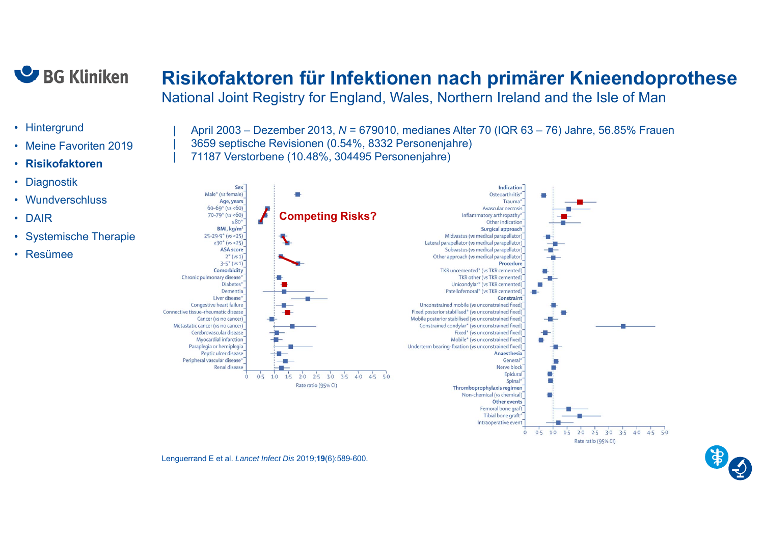# Risikofaktoren für Infektionen nach primärer Knieendoprothese

National Joint Registry for England, Wales, Northern Ireland and the Isle of Man

- Hintergrund
- Meine Favoriten 2019
- **Risikofaktoren**
- Diagnostik
- Wundverschluss
- DAIR
- Systemische Therapie
- Resümee

| April 2003 – Dezember 2013, $N$ = 679010, medianes Alter 70 (IQR 63 – 76) Jahre, 56.85% Frauen
| 3659 septische Revisionen (0.54%, 8332 Personenjahre)
| 71187 Verstorbene (10.48%, 304495 Personenjahre)

**Competing Risks?**

Sex: Male* (vs female)
Age, years: 60–69* (vs <60); 70–79* (vs <60); ≥80*
BMI, kg/m²: 25–29·9* (vs <25); ≥30* (vs <25)
ASA score: 2* (vs 1); 3–5* (vs 1)
Comorbidity: Chronic pulmonary disease*; Diabetes*; Dementia; Liver disease*; Congestive heart failure; Connective tissue–rheumatic disease; Cancer (vs no cancer); Metastatic cancer (vs no cancer); Cerebrovascular disease; Myocardial infarction; Paraplegia or hemiplegia; Peptic ulcer disease; Peripheral vascular disease*; Renal disease

Rate ratio (95% CI): 0 0·5 1·0 1·5 2·0 2·5 3·0 3·5 4·0 4·5 5·0

Indication: Osteoarthritis*; Trauma*; Avascular necrosis; Inflammatory arthropathy*; Other indication
Surgical approach: Midvastus (vs medical parapellator); Lateral parapellator (vs medical parapellator); Subvastus (vs medical parapellator); Other approach (vs medical parapellator)
Procedure: TKR uncemented* (vs TKR cemented); TKR other (vs TKR cemented); Unicondylar* (vs TKR cemented); Patellofemoral* (vs TKR cemented)
Constraint: Unconstrained mobile (vs unconstrained fixed); Fixed posterior stabilised* (vs unconstrained fixed); Mobile posterior stabilised (vs unconstrained fixed); Constrained condylar* (vs unconstrained fixed); Fixed* (vs unconstrained fixed); Mobile* (vs unconstrained fixed); Underterm bearing-fixation (vs unconstrained fixed)
Anaesthesia: General*; Nerve block; Epidural; Spinal*
Thromboprophylaxis regimen: Non-chemical (vs chemical)
Other events: Femoral bone graft; Tibial bone graft*; Intraoperative event

Rate ratio (95% CI): 0 0·5 1·0 1·5 2·0 2·5 3·0 3·5 4·0 4·5 5·0

Lenguerrand E et al. *Lancet Infect Dis* 2019;**19**(6):589-600.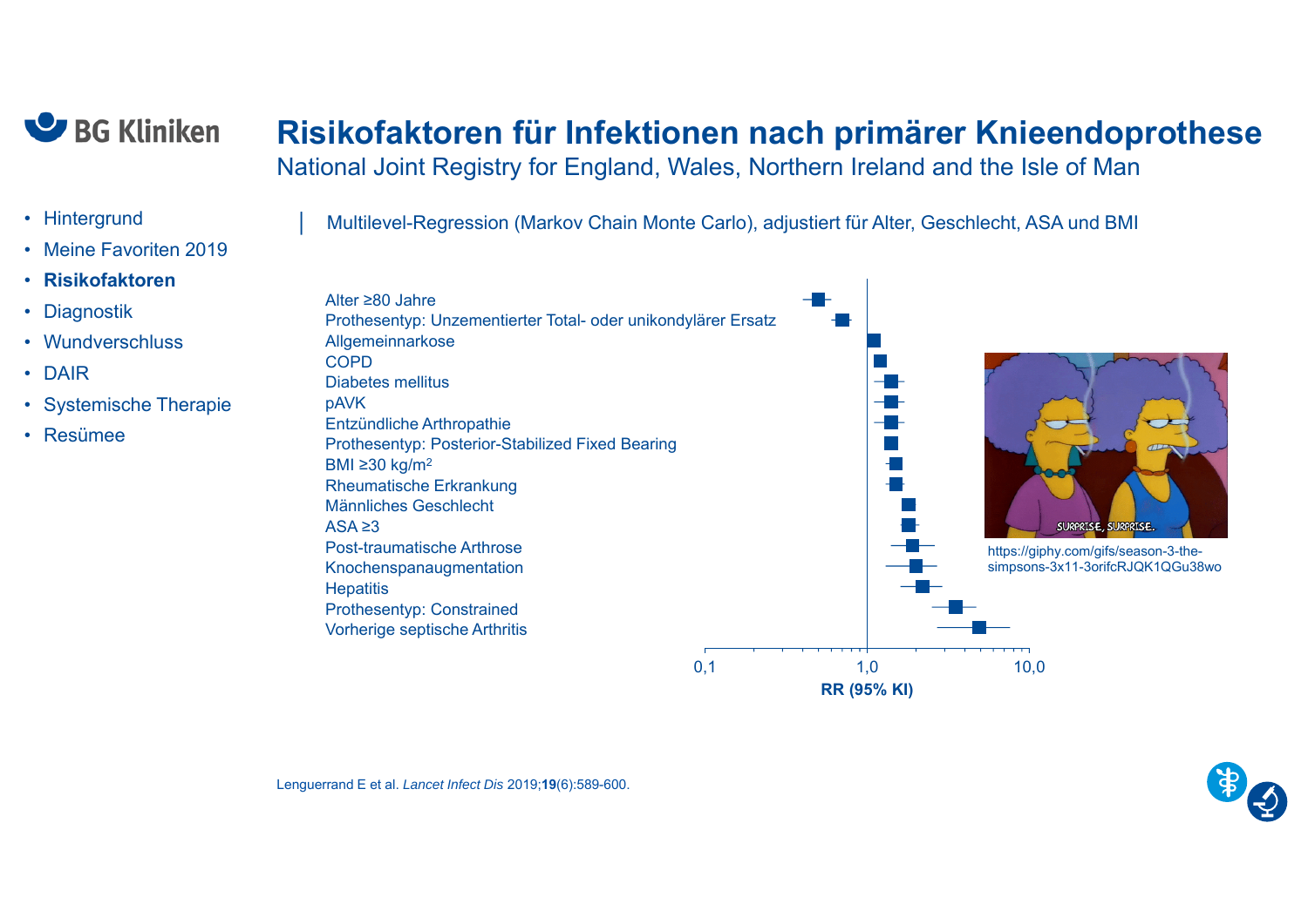# Risikofaktoren für Infektionen nach primärer Knieendoprothese

National Joint Registry for England, Wales, Northern Ireland and the Isle of Man

- Hintergrund
- Meine Favoriten 2019
- **Risikofaktoren**
- Diagnostik
- Wundverschluss
- DAIR
- Systemische Therapie
- Resümee

Multilevel-Regression (Markov Chain Monte Carlo), adjustiert für Alter, Geschlecht, ASA und BMI

- Alter ≥80 Jahre
- Prothesentyp: Unzementierter Total- oder unikondylärer Ersatz
- Allgemeinnarkose
- COPD
- Diabetes mellitus
- pAVK
- Entzündliche Arthropathie
- Prothesentyp: Posterior-Stabilized Fixed Bearing
- BMI ≥30 kg/m²
- Rheumatische Erkrankung
- Männliches Geschlecht
- ASA ≥3
- Post-traumatische Arthrose
- Knochenspanaugmentation
- Hepatitis
- Prothesentyp: Constrained
- Vorherige septische Arthritis

0,1 — 1,0 — 10,0

**RR (95% KI)**

https://giphy.com/gifs/season-3-the-simpsons-3x11-3orifcRJQK1QGu38wo

Lenguerrand E et al. *Lancet Infect Dis* 2019;**19**(6):589-600.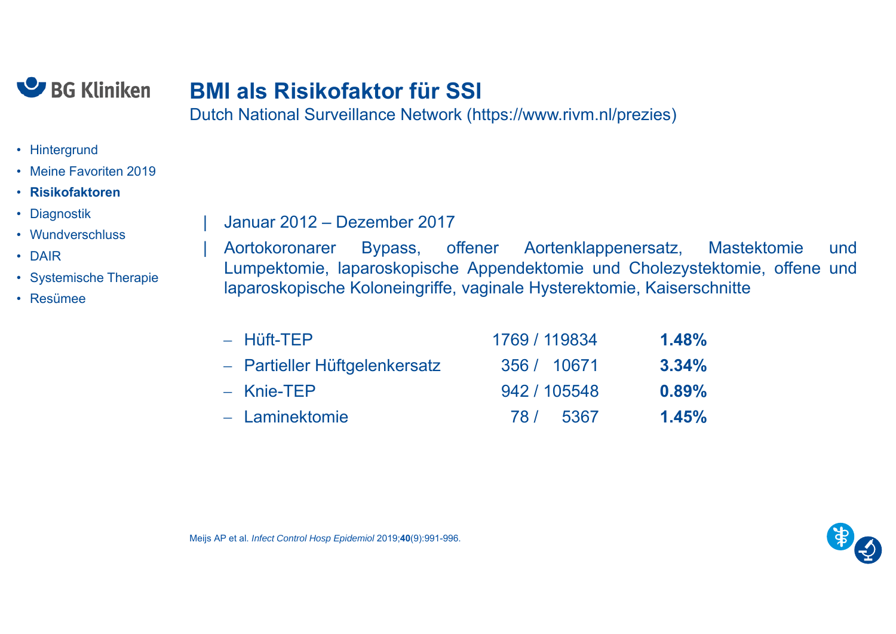# BMI als Risikofaktor für SSI

Dutch National Surveillance Network (https://www.rivm.nl/prezies)

- Hintergrund
- Meine Favoriten 2019
- **Risikofaktoren**
- Diagnostik
- Wundverschluss
- DAIR
- Systemische Therapie
- Resümee

| Januar 2012 – Dezember 2017

| Aortokoronarer Bypass, offener Aortenklappenersatz, Mastektomie und Lumpektomie, laparoskopische Appendektomie und Cholezystektomie, offene und laparoskopische Koloneingriffe, vaginale Hysterektomie, Kaiserschnitte

| Eingriff | n / N | % |
|---|---|---|
| – Hüft-TEP | 1769 / 119834 | **1.48%** |
| – Partieller Hüftgelenkersatz | 356 / 10671 | **3.34%** |
| – Knie-TEP | 942 / 105548 | **0.89%** |
| – Laminektomie | 78 / 5367 | **1.45%** |

Meijs AP et al. *Infect Control Hosp Epidemiol* 2019;**40**(9):991-996.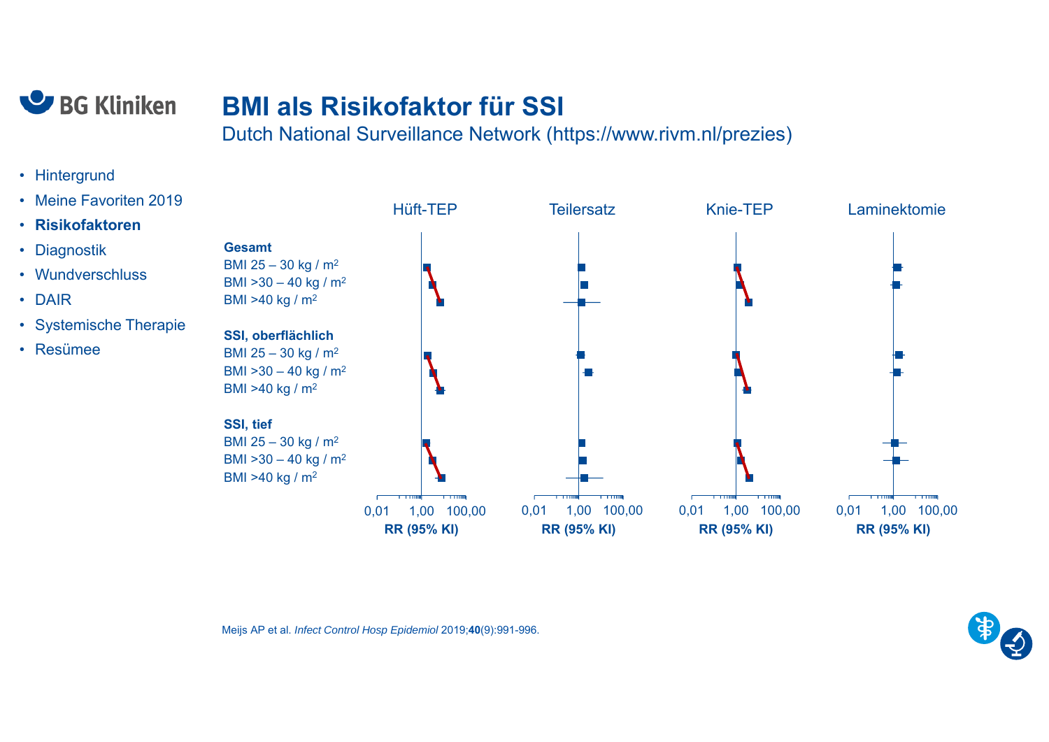# BMI als Risikofaktor für SSI

Dutch National Surveillance Network (https://www.rivm.nl/prezies)

- Hintergrund
- Meine Favoriten 2019
- **Risikofaktoren**
- Diagnostik
- Wundverschluss
- DAIR
- Systemische Therapie
- Resümee

| | Hüft-TEP | Teilersatz | Knie-TEP | Laminektomie |
|---|---|---|---|---|
| **Gesamt** | | | | |
| BMI 25 – 30 kg / m² | | | | |
| BMI >30 – 40 kg / m² | | | | |
| BMI >40 kg / m² | | | | |
| **SSI, oberflächlich** | | | | |
| BMI 25 – 30 kg / m² | | | | |
| BMI >30 – 40 kg / m² | | | | |
| BMI >40 kg / m² | | | | |
| **SSI, tief** | | | | |
| BMI 25 – 30 kg / m² | | | | |
| BMI >30 – 40 kg / m² | | | | |
| BMI >40 kg / m² | | | | |

0,01 1,00 100,00 — **RR (95% KI)**

Meijs AP et al. *Infect Control Hosp Epidemiol* 2019;**40**(9):991-996.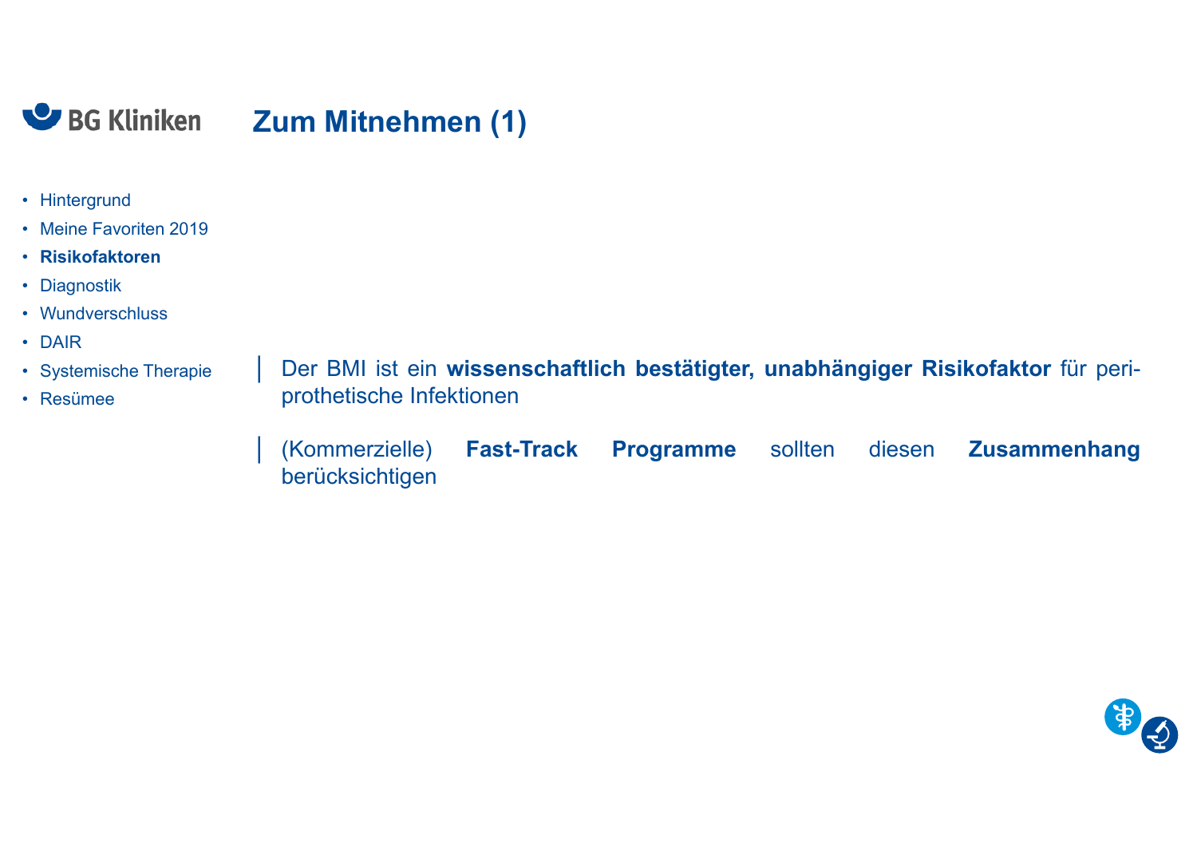# Zum Mitnehmen (1)

- Hintergrund
- Meine Favoriten 2019
- **Risikofaktoren**
- Diagnostik
- Wundverschluss
- DAIR
- Systemische Therapie
- Resümee

Der BMI ist ein **wissenschaftlich bestätigter, unabhängiger Risikofaktor** für periprothetische Infektionen

(Kommerzielle) **Fast-Track Programme** sollten diesen **Zusammenhang** berücksichtigen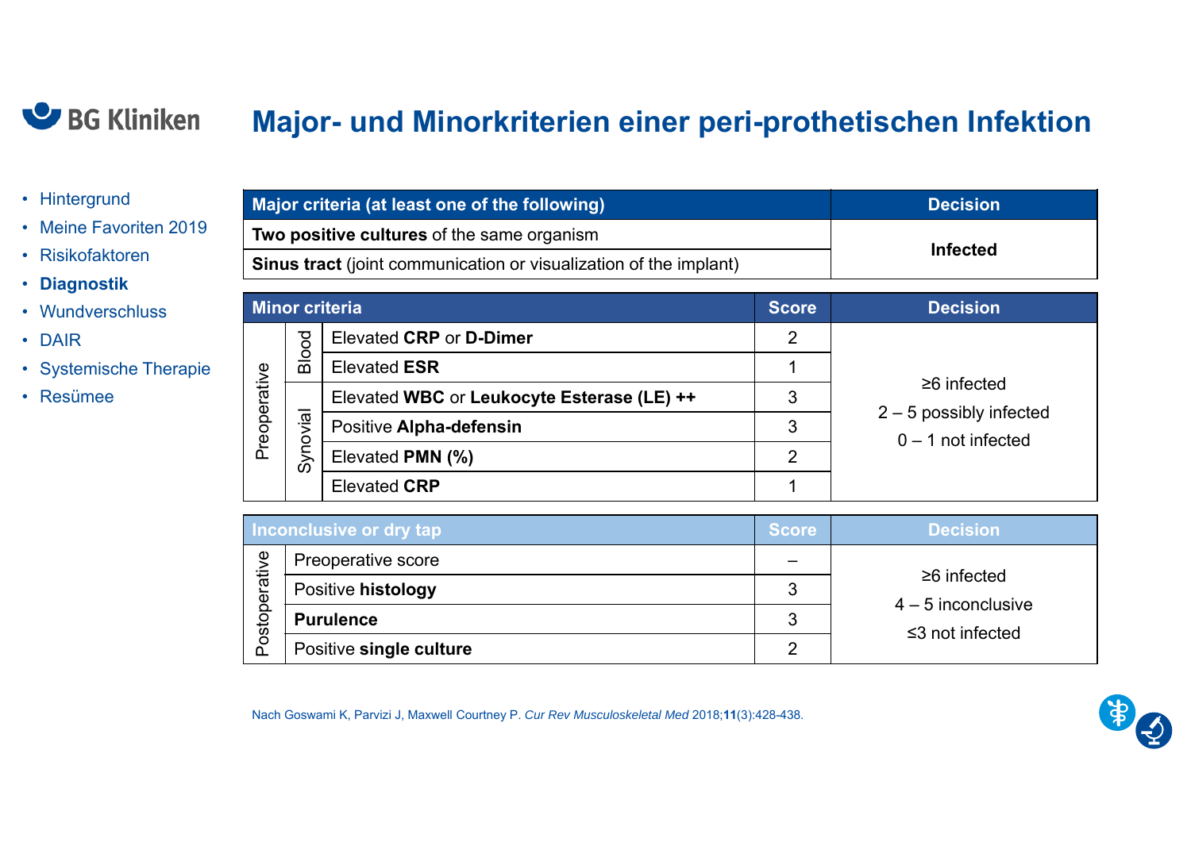# Major- und Minorkriterien einer peri-prothetischen Infektion

- Hintergrund
- Meine Favoriten 2019
- Risikofaktoren
- **Diagnostik**
- Wundverschluss
- DAIR
- Systemische Therapie
- Resümee

| Major criteria (at least one of the following) | Decision |
|---|---|
| **Two positive cultures** of the same organism | Infected |
| **Sinus tract** (joint communication or visualization of the implant) | |

| Minor criteria | | | Score | Decision |
|---|---|---|---|---|
| Preoperative | Blood | Elevated **CRP** or **D-Dimer** | 2 | ≥6 infected<br>2 – 5 possibly infected<br>0 – 1 not infected |
| | | Elevated **ESR** | 1 | |
| | Synovial | Elevated **WBC** or **Leukocyte Esterase (LE) ++** | 3 | |
| | | Positive **Alpha-defensin** | 3 | |
| | | Elevated **PMN (%)** | 2 | |
| | | Elevated **CRP** | 1 | |

| Inconclusive or dry tap | | Score | Decision |
|---|---|---|---|
| Postoperative | Preoperative score | – | ≥6 infected<br>4 – 5 inconclusive<br>≤3 not infected |
| | Positive **histology** | 3 | |
| | **Purulence** | 3 | |
| | Positive **single culture** | 2 | |

Nach Goswami K, Parvizi J, Maxwell Courtney P. *Cur Rev Musculoskeletal Med* 2018;**11**(3):428-438.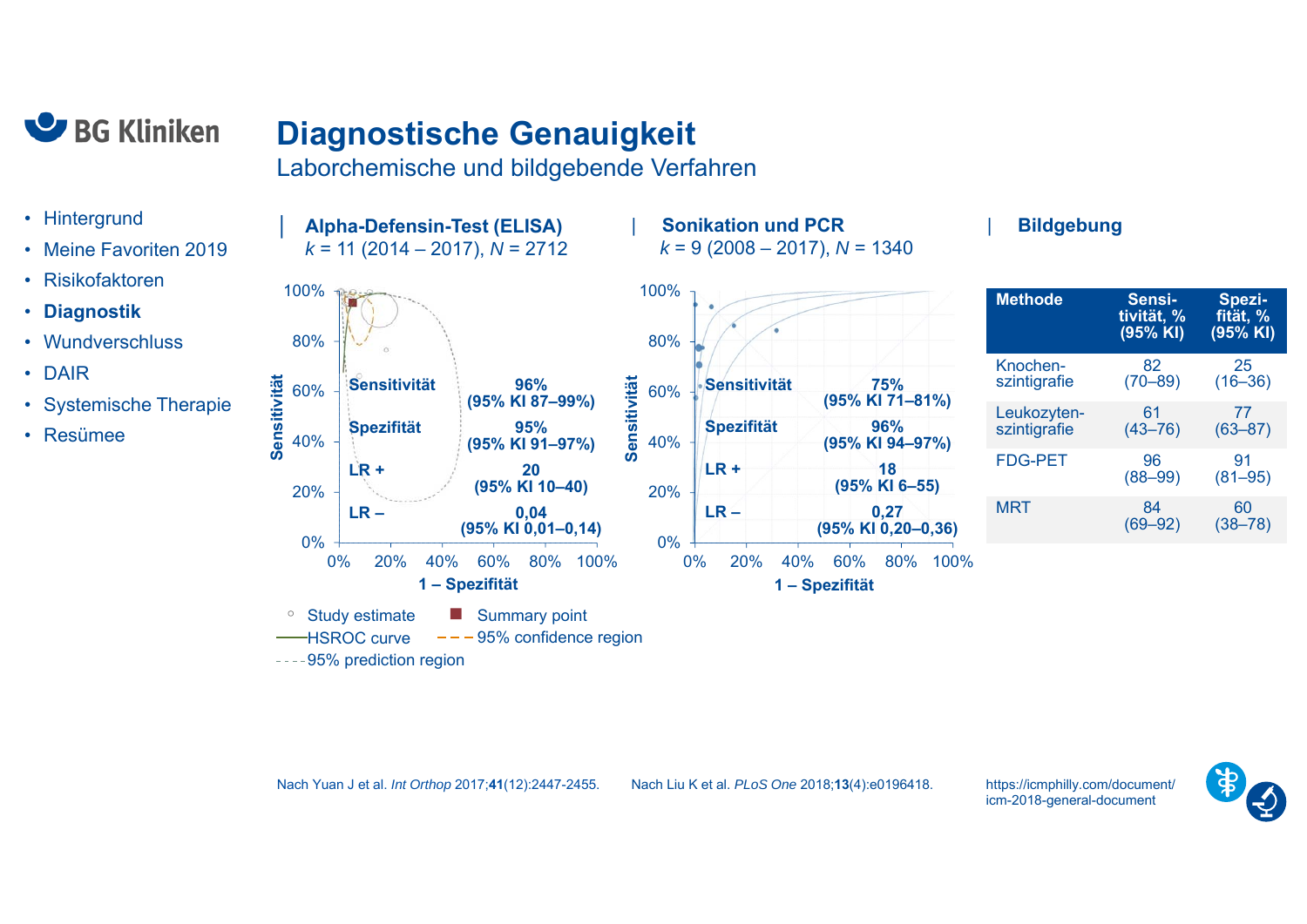# Diagnostische Genauigkeit

## Laborchemische und bildgebende Verfahren

- Hintergrund
- Meine Favoriten 2019
- Risikofaktoren
- **Diagnostik**
- Wundverschluss
- DAIR
- Systemische Therapie
- Resümee

### Alpha-Defensin-Test (ELISA)

*k* = 11 (2014 – 2017), *N* = 2712

| | |
|---|---|
| Sensitivität | 96% (95% KI 87–99%) |
| Spezifität | 95% (95% KI 91–97%) |
| LR + | 20 (95% KI 10–40) |
| LR – | 0,04 (95% KI 0,01–0,14) |

Study estimate — Summary point — HSROC curve — 95% confidence region — 95% prediction region

### Sonikation und PCR

*k* = 9 (2008 – 2017), *N* = 1340

| | |
|---|---|
| Sensitivität | 75% (95% KI 71–81%) |
| Spezifität | 96% (95% KI 94–97%) |
| LR + | 18 (95% KI 6–55) |
| LR – | 0,27 (95% KI 0,20–0,36) |

### Bildgebung

| Methode | Sensitivität, % (95% KI) | Spezifität, % (95% KI) |
|---|---|---|
| Knochen-szintigrafie | 82 (70–89) | 25 (16–36) |
| Leukozyten-szintigrafie | 61 (43–76) | 77 (63–87) |
| FDG-PET | 96 (88–99) | 91 (81–95) |
| MRT | 84 (69–92) | 60 (38–78) |

Nach Yuan J et al. *Int Orthop* 2017;**41**(12):2447-2455.

Nach Liu K et al. *PLoS One* 2018;**13**(4):e0196418.

https://icmphilly.com/document/icm-2018-general-document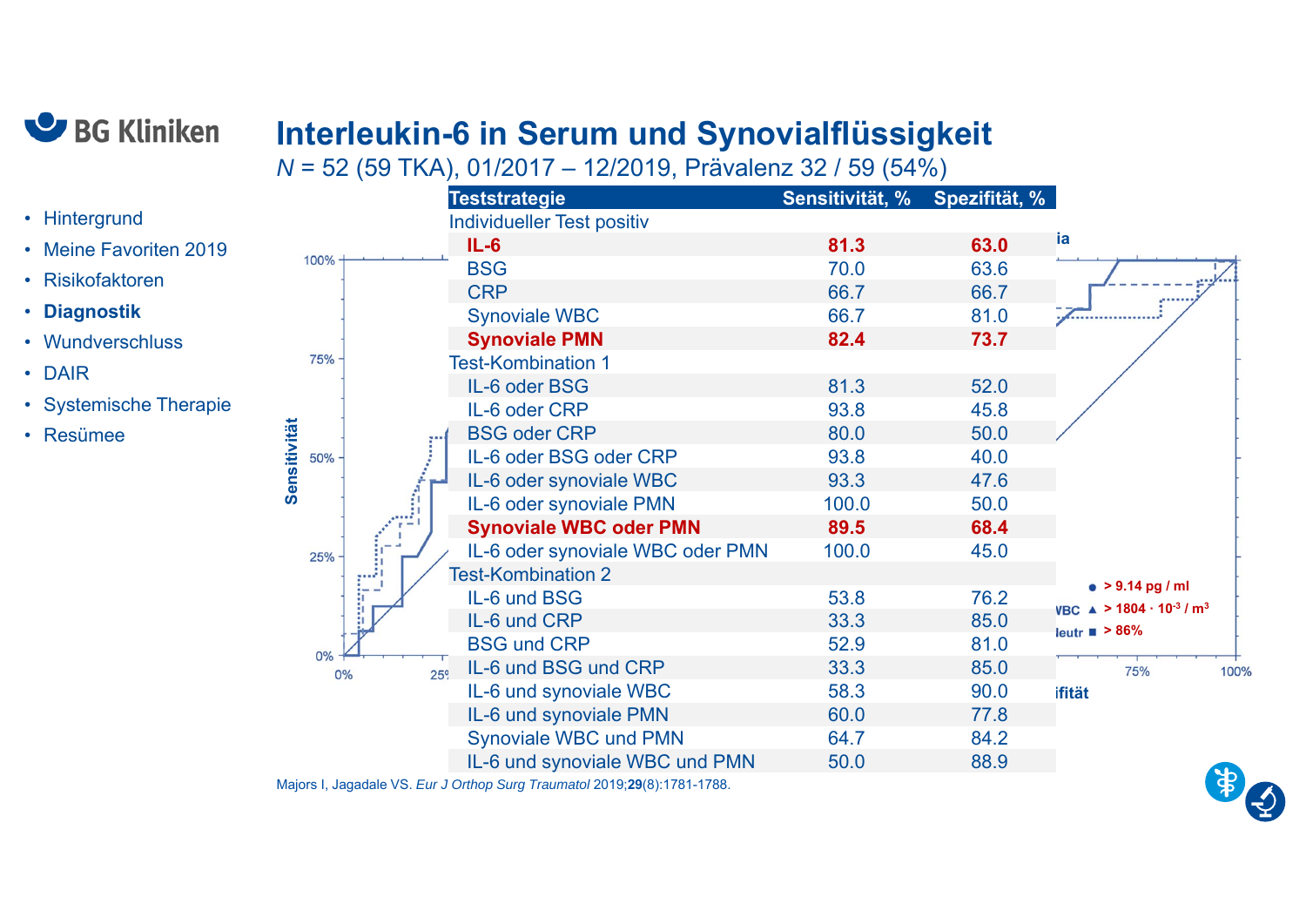- Hintergrund
- Meine Favoriten 2019
- Risikofaktoren
- **Diagnostik**
- Wundverschluss
- DAIR
- Systemische Therapie
- Resümee

# Interleukin-6 in Serum und Synovialflüssigkeit

*N* = 52 (59 TKA), 01/2017 – 12/2019, Prävalenz 32 / 59 (54%)

| Teststrategie | Sensitivität, % | Spezifität, % |
|---|---|---|
| Individueller Test positiv | | |
| **IL-6** | **81.3** | **63.0** |
| BSG | 70.0 | 63.6 |
| CRP | 66.7 | 66.7 |
| Synoviale WBC | 66.7 | 81.0 |
| **Synoviale PMN** | **82.4** | **73.7** |
| Test-Kombination 1 | | |
| IL-6 oder BSG | 81.3 | 52.0 |
| IL-6 oder CRP | 93.8 | 45.8 |
| BSG oder CRP | 80.0 | 50.0 |
| IL-6 oder BSG oder CRP | 93.8 | 40.0 |
| IL-6 oder synoviale WBC | 93.3 | 47.6 |
| IL-6 oder synoviale PMN | 100.0 | 50.0 |
| **Synoviale WBC oder PMN** | **89.5** | **68.4** |
| IL-6 oder synoviale WBC oder PMN | 100.0 | 45.0 |
| Test-Kombination 2 | | |
| IL-6 und BSG | 53.8 | 76.2 |
| IL-6 und CRP | 33.3 | 85.0 |
| BSG und CRP | 52.9 | 81.0 |
| IL-6 und BSG und CRP | 33.3 | 85.0 |
| IL-6 und synoviale WBC | 58.3 | 90.0 |
| IL-6 und synoviale PMN | 60.0 | 77.8 |
| Synoviale WBC und PMN | 64.7 | 84.2 |
| IL-6 und synoviale WBC und PMN | 50.0 | 88.9 |

Majors I, Jagadale VS. *Eur J Orthop Surg Traumatol* 2019;**29**(8):1781-1788.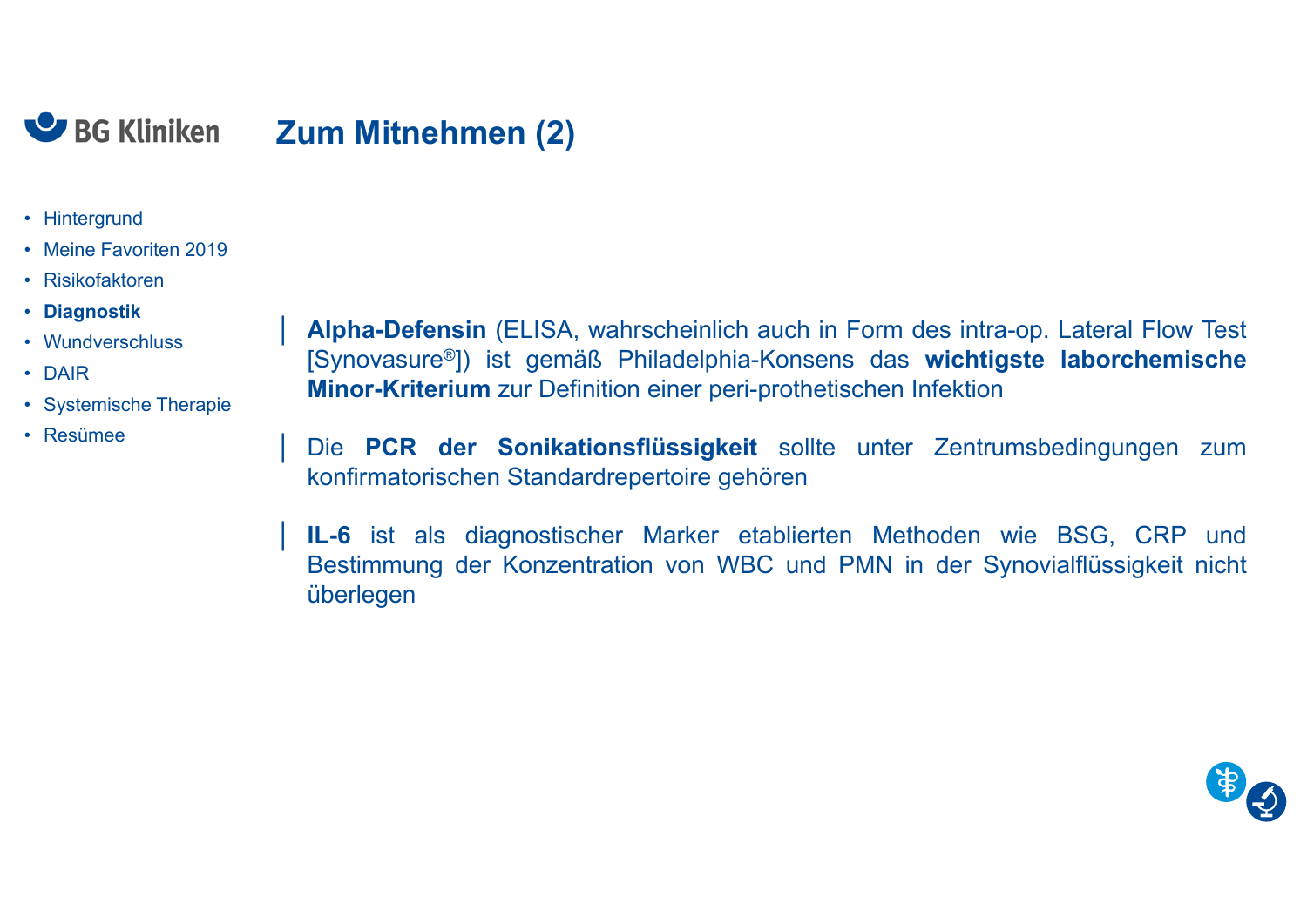# Zum Mitnehmen (2)

- Hintergrund
- Meine Favoriten 2019
- Risikofaktoren
- **Diagnostik**
- Wundverschluss
- DAIR
- Systemische Therapie
- Resümee

**Alpha-Defensin** (ELISA, wahrscheinlich auch in Form des intra-op. Lateral Flow Test [Synovasure®]) ist gemäß Philadelphia-Konsens das **wichtigste laborchemische Minor-Kriterium** zur Definition einer peri-prothetischen Infektion

Die **PCR der Sonikationsflüssigkeit** sollte unter Zentrumsbedingungen zum konfirmatorischen Standardrepertoire gehören

**IL-6** ist als diagnostischer Marker etablierten Methoden wie BSG, CRP und Bestimmung der Konzentration von WBC und PMN in der Synovialflüssigkeit nicht überlegen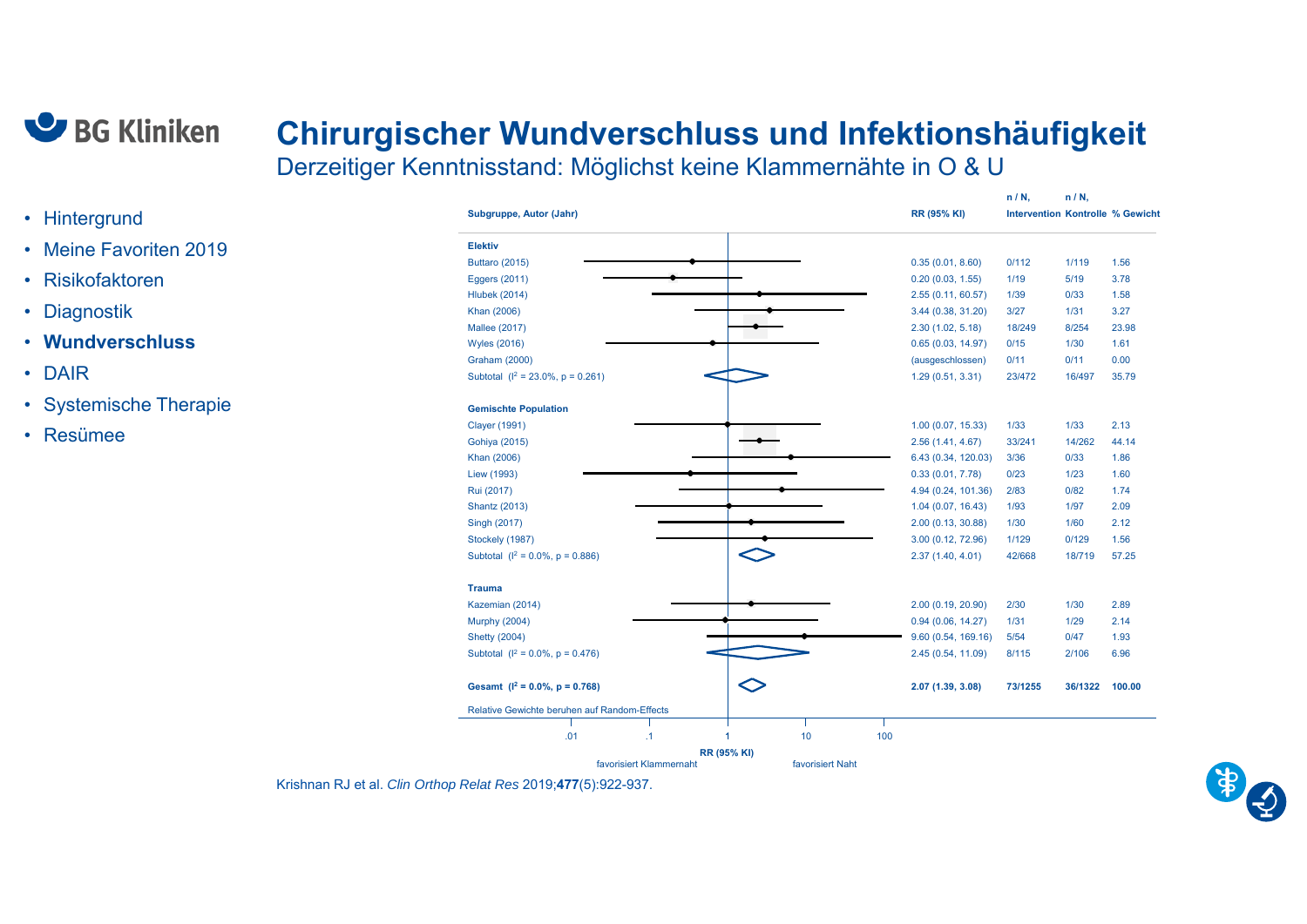# Chirurgischer Wundverschluss und Infektionshäufigkeit

## Derzeitiger Kenntnisstand: Möglichst keine Klammernähte in O & U

- Hintergrund
- Meine Favoriten 2019
- Risikofaktoren
- Diagnostik
- **Wundverschluss**
- DAIR
- Systemische Therapie
- Resümee

| Subgruppe, Autor (Jahr) | RR (95% KI) | n / N, Intervention | n / N, Kontrolle | % Gewicht |
|---|---|---|---|---|
| **Elektiv** | | | | |
| Buttaro (2015) | 0.35 (0.01, 8.60) | 0/112 | 1/119 | 1.56 |
| Eggers (2011) | 0.20 (0.03, 1.55) | 1/19 | 5/19 | 3.78 |
| Hlubek (2014) | 2.55 (0.11, 60.57) | 1/39 | 0/33 | 1.58 |
| Khan (2006) | 3.44 (0.38, 31.20) | 3/27 | 1/31 | 3.27 |
| Mallee (2017) | 2.30 (1.02, 5.18) | 18/249 | 8/254 | 23.98 |
| Wyles (2016) | 0.65 (0.03, 14.97) | 0/15 | 1/30 | 1.61 |
| Graham (2000) | (ausgeschlossen) | 0/11 | 0/11 | 0.00 |
| Subtotal ($I^2$ = 23.0%, p = 0.261) | 1.29 (0.51, 3.31) | 23/472 | 16/497 | 35.79 |
| **Gemischte Population** | | | | |
| Clayer (1991) | 1.00 (0.07, 15.33) | 1/33 | 1/33 | 2.13 |
| Gohiya (2015) | 2.56 (1.41, 4.67) | 33/241 | 14/262 | 44.14 |
| Khan (2006) | 6.43 (0.34, 120.03) | 3/36 | 0/33 | 1.86 |
| Liew (1993) | 0.33 (0.01, 7.78) | 0/23 | 1/23 | 1.60 |
| Rui (2017) | 4.94 (0.24, 101.36) | 2/83 | 0/82 | 1.74 |
| Shantz (2013) | 1.04 (0.07, 16.43) | 1/93 | 1/97 | 2.09 |
| Singh (2017) | 2.00 (0.13, 30.88) | 1/30 | 1/60 | 2.12 |
| Stockely (1987) | 3.00 (0.12, 72.96) | 1/129 | 0/129 | 1.56 |
| Subtotal ($I^2$ = 0.0%, p = 0.886) | 2.37 (1.40, 4.01) | 42/668 | 18/719 | 57.25 |
| **Trauma** | | | | |
| Kazemian (2014) | 2.00 (0.19, 20.90) | 2/30 | 1/30 | 2.89 |
| Murphy (2004) | 0.94 (0.06, 14.27) | 1/31 | 1/29 | 2.14 |
| Shetty (2004) | 9.60 (0.54, 169.16) | 5/54 | 0/47 | 1.93 |
| Subtotal ($I^2$ = 0.0%, p = 0.476) | 2.45 (0.54, 11.09) | 8/115 | 2/106 | 6.96 |
| **Gesamt ($I^2$ = 0.0%, p = 0.768)** | **2.07 (1.39, 3.08)** | **73/1255** | **36/1322** | **100.00** |

Relative Gewichte beruhen auf Random-Effects

RR (95% KI) — Achse: .01, .1, 1, 10, 100 — favorisiert Klammernaht | favorisiert Naht

Krishnan RJ et al. *Clin Orthop Relat Res* 2019;**477**(5):922-937.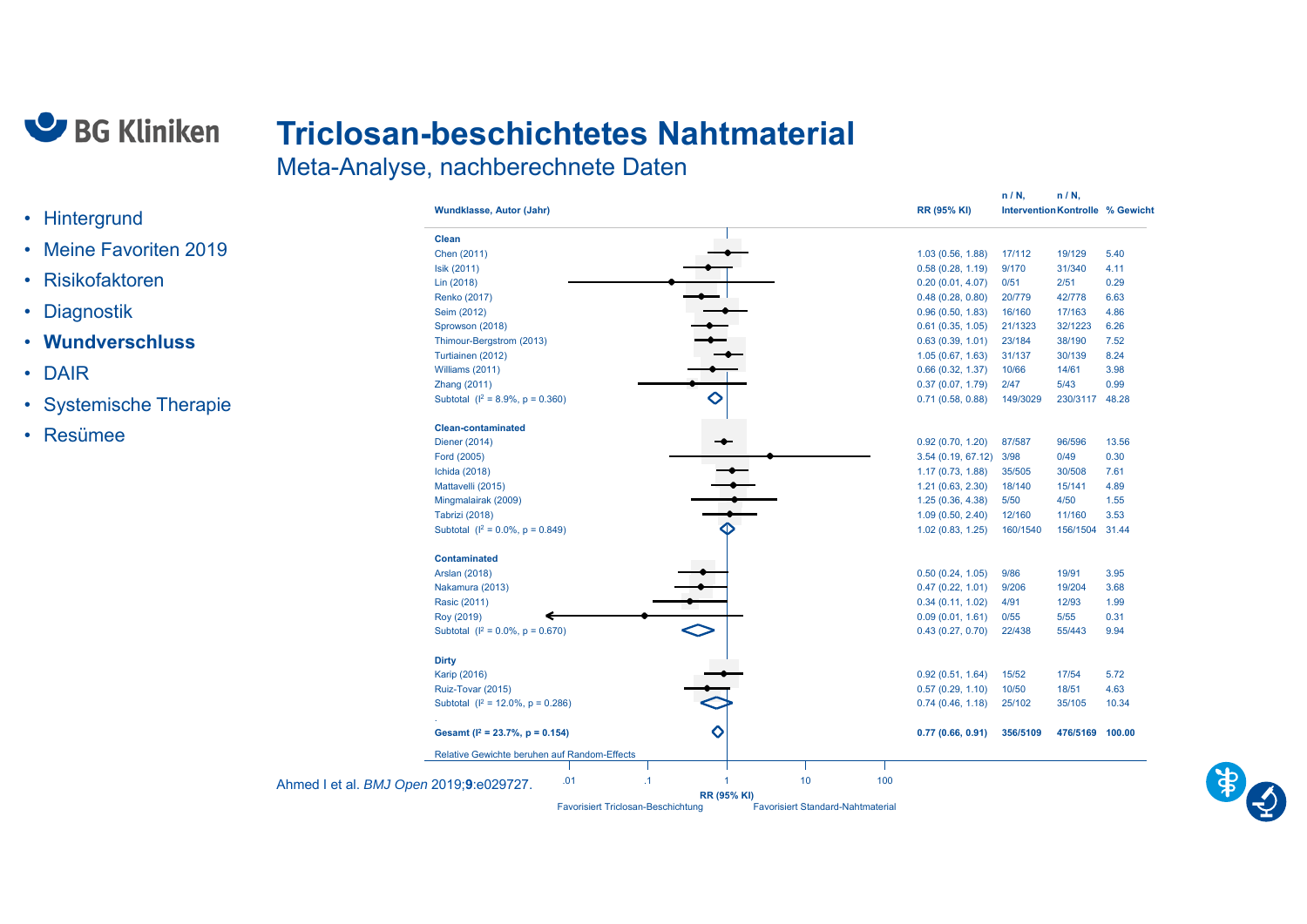# Triclosan-beschichtetes Nahtmaterial

## Meta-Analyse, nachberechnete Daten

- Hintergrund
- Meine Favoriten 2019
- Risikofaktoren
- Diagnostik
- **Wundverschluss**
- DAIR
- Systemische Therapie
- Resümee

| Wundklasse, Autor (Jahr) | RR (95% KI) | n / N, Intervention | n / N, Kontrolle | % Gewicht |
|---|---|---|---|---|
| **Clean** | | | | |
| Chen (2011) | 1.03 (0.56, 1.88) | 17/112 | 19/129 | 5.40 |
| Isik (2011) | 0.58 (0.28, 1.19) | 9/170 | 31/340 | 4.11 |
| Lin (2018) | 0.20 (0.01, 4.07) | 0/51 | 2/51 | 0.29 |
| Renko (2017) | 0.48 (0.28, 0.80) | 20/779 | 42/778 | 6.63 |
| Seim (2012) | 0.96 (0.50, 1.83) | 16/160 | 17/163 | 4.86 |
| Sprowson (2018) | 0.61 (0.35, 1.05) | 21/1323 | 32/1223 | 6.26 |
| Thimour-Bergstrom (2013) | 0.63 (0.39, 1.01) | 23/184 | 38/190 | 7.52 |
| Turtiainen (2012) | 1.05 (0.67, 1.63) | 31/137 | 30/139 | 8.24 |
| Williams (2011) | 0.66 (0.32, 1.37) | 10/66 | 14/61 | 3.98 |
| Zhang (2011) | 0.37 (0.07, 1.79) | 2/47 | 5/43 | 0.99 |
| Subtotal ($I^2$ = 8.9%, p = 0.360) | 0.71 (0.58, 0.88) | 149/3029 | 230/3117 | 48.28 |
| **Clean-contaminated** | | | | |
| Diener (2014) | 0.92 (0.70, 1.20) | 87/587 | 96/596 | 13.56 |
| Ford (2005) | 3.54 (0.19, 67.12) | 3/98 | 0/49 | 0.30 |
| Ichida (2018) | 1.17 (0.73, 1.88) | 35/505 | 30/508 | 7.61 |
| Mattavelli (2015) | 1.21 (0.63, 2.30) | 18/140 | 15/141 | 4.89 |
| Mingmalairak (2009) | 1.25 (0.36, 4.38) | 5/50 | 4/50 | 1.55 |
| Tabrizi (2018) | 1.09 (0.50, 2.40) | 12/160 | 11/160 | 3.53 |
| Subtotal ($I^2$ = 0.0%, p = 0.849) | 1.02 (0.83, 1.25) | 160/1540 | 156/1504 | 31.44 |
| **Contaminated** | | | | |
| Arslan (2018) | 0.50 (0.24, 1.05) | 9/86 | 19/91 | 3.95 |
| Nakamura (2013) | 0.47 (0.22, 1.01) | 9/206 | 19/204 | 3.68 |
| Rasic (2011) | 0.34 (0.11, 1.02) | 4/91 | 12/93 | 1.99 |
| Roy (2019) | 0.09 (0.01, 1.61) | 0/55 | 5/55 | 0.31 |
| Subtotal ($I^2$ = 0.0%, p = 0.670) | 0.43 (0.27, 0.70) | 22/438 | 55/443 | 9.94 |
| **Dirty** | | | | |
| Karip (2016) | 0.92 (0.51, 1.64) | 15/52 | 17/54 | 5.72 |
| Ruiz-Tovar (2015) | 0.57 (0.29, 1.10) | 10/50 | 18/51 | 4.63 |
| Subtotal ($I^2$ = 12.0%, p = 0.286) | 0.74 (0.46, 1.18) | 25/102 | 35/105 | 10.34 |
| **Gesamt ($I^2$ = 23.7%, p = 0.154)** | **0.77 (0.66, 0.91)** | **356/5109** | **476/5169** | **100.00** |

Relative Gewichte beruhen auf Random-Effects

RR (95% KI): .01 – .1 – 1 – 10 – 100

Favorisiert Triclosan-Beschichtung — Favorisiert Standard-Nahtmaterial

Ahmed I et al. *BMJ Open* 2019;**9**:e029727.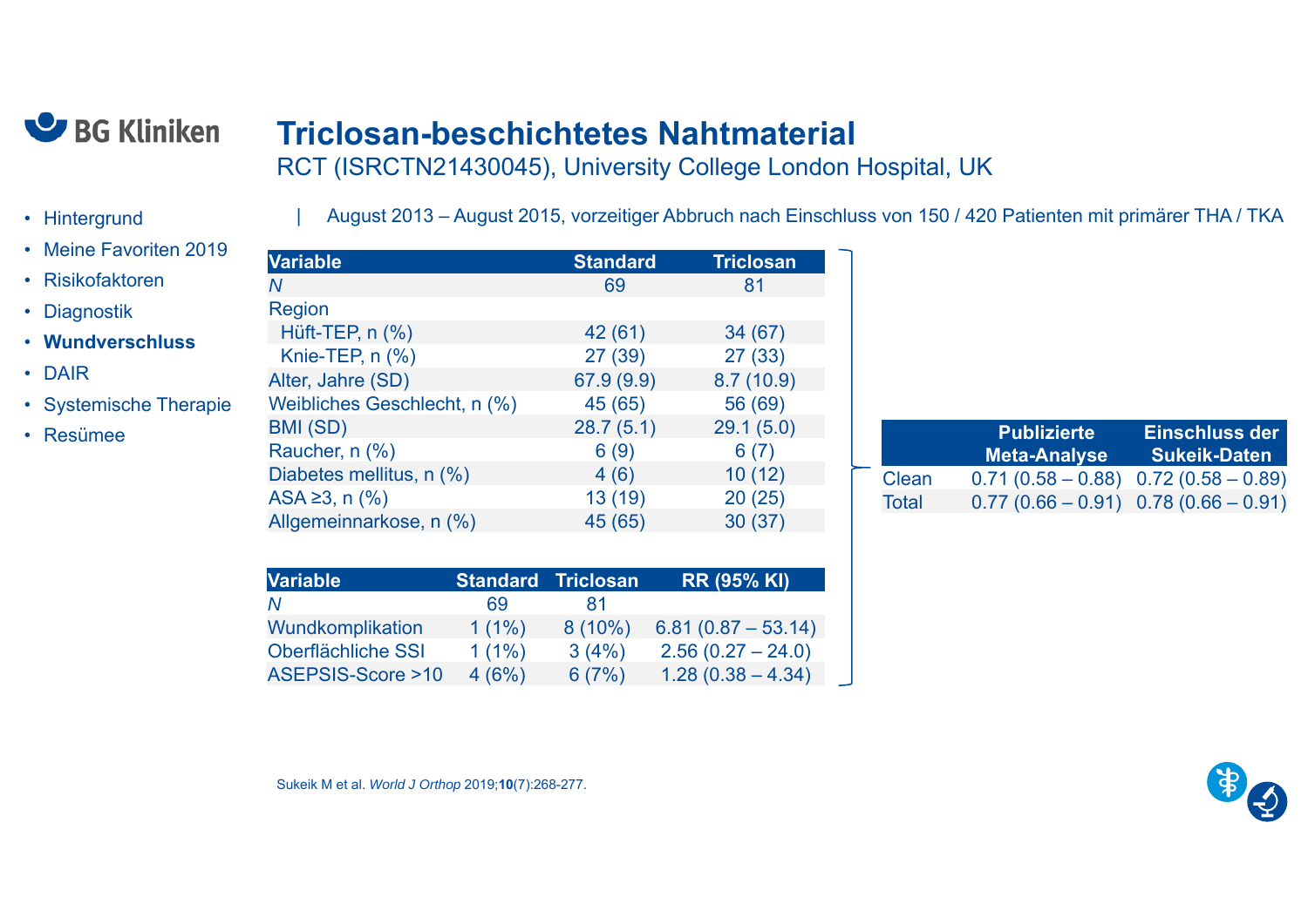# Triclosan-beschichtetes Nahtmaterial

RCT (ISRCTN21430045), University College London Hospital, UK

- Hintergrund
- Meine Favoriten 2019
- Risikofaktoren
- Diagnostik
- **Wundverschluss**
- DAIR
- Systemische Therapie
- Resümee

| August 2013 – August 2015, vorzeitiger Abbruch nach Einschluss von 150 / 420 Patienten mit primärer THA / TKA

| Variable | Standard | Triclosan |
|---|---|---|
| *N* | 69 | 81 |
| Region | | |
| Hüft-TEP, n (%) | 42 (61) | 34 (67) |
| Knie-TEP, n (%) | 27 (39) | 27 (33) |
| Alter, Jahre (SD) | 67.9 (9.9) | 8.7 (10.9) |
| Weibliches Geschlecht, n (%) | 45 (65) | 56 (69) |
| BMI (SD) | 28.7 (5.1) | 29.1 (5.0) |
| Raucher, n (%) | 6 (9) | 6 (7) |
| Diabetes mellitus, n (%) | 4 (6) | 10 (12) |
| ASA ≥3, n (%) | 13 (19) | 20 (25) |
| Allgemeinnarkose, n (%) | 45 (65) | 30 (37) |

| Variable | Standard | Triclosan | RR (95% KI) |
|---|---|---|---|
| *N* | 69 | 81 | |
| Wundkomplikation | 1 (1%) | 8 (10%) | 6.81 (0.87 – 53.14) |
| Oberflächliche SSI | 1 (1%) | 3 (4%) | 2.56 (0.27 – 24.0) |
| ASEPSIS-Score >10 | 4 (6%) | 6 (7%) | 1.28 (0.38 – 4.34) |

| | Publizierte Meta-Analyse | Einschluss der Sukeik-Daten |
|---|---|---|
| Clean | 0.71 (0.58 – 0.88) | 0.72 (0.58 – 0.89) |
| Total | 0.77 (0.66 – 0.91) | 0.78 (0.66 – 0.91) |

Sukeik M et al. *World J Orthop* 2019;**10**(7):268-277.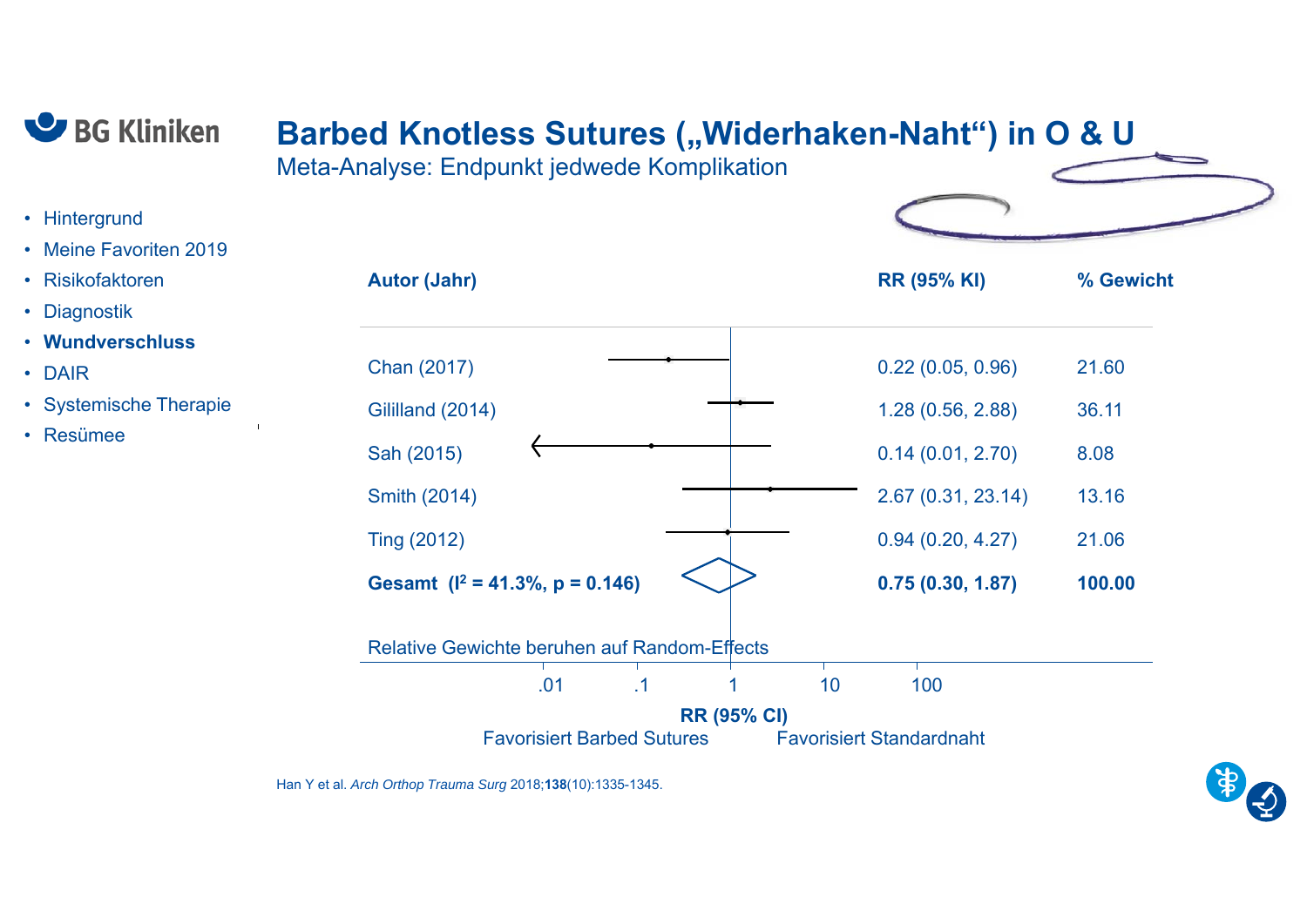# Barbed Knotless Sutures („Widerhaken-Naht“) in O & U

Meta-Analyse: Endpunkt jedwede Komplikation

- Hintergrund
- Meine Favoriten 2019
- Risikofaktoren
- Diagnostik
- **Wundverschluss**
- DAIR
- Systemische Therapie
- Resümee

| Autor (Jahr) | RR (95% KI) | % Gewicht |
|---|---|---|
| Chan (2017) | 0.22 (0.05, 0.96) | 21.60 |
| Gililland (2014) | 1.28 (0.56, 2.88) | 36.11 |
| Sah (2015) | 0.14 (0.01, 2.70) | 8.08 |
| Smith (2014) | 2.67 (0.31, 23.14) | 13.16 |
| Ting (2012) | 0.94 (0.20, 4.27) | 21.06 |
| **Gesamt ($I^2$ = 41.3%, p = 0.146)** | **0.75 (0.30, 1.87)** | **100.00** |

Relative Gewichte beruhen auf Random-Effects

.01 .1 1 10 100

**RR (95% CI)**

Favorisiert Barbed Sutures — Favorisiert Standardnaht

Han Y et al. *Arch Orthop Trauma Surg* 2018;**138**(10):1335-1345.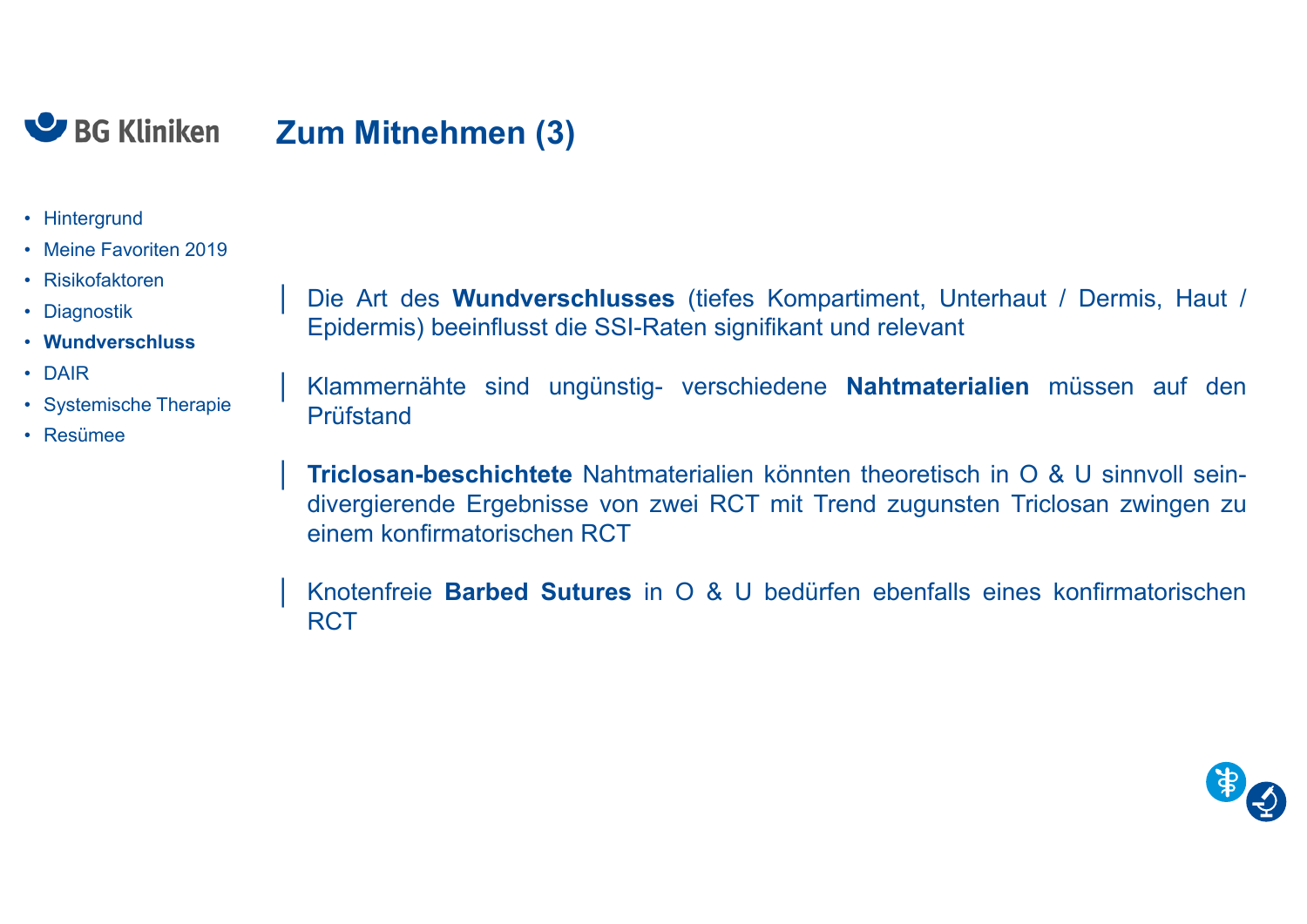# Zum Mitnehmen (3)

- Hintergrund
- Meine Favoriten 2019
- Risikofaktoren
- Diagnostik
- **Wundverschluss**
- DAIR
- Systemische Therapie
- Resümee

Die Art des **Wundverschlusses** (tiefes Kompartiment, Unterhaut / Dermis, Haut / Epidermis) beeinflusst die SSI-Raten signifikant und relevant

Klammernähte sind ungünstig- verschiedene **Nahtmaterialien** müssen auf den Prüfstand

**Triclosan-beschichtete** Nahtmaterialien könnten theoretisch in O & U sinnvoll sein- divergierende Ergebnisse von zwei RCT mit Trend zugunsten Triclosan zwingen zu einem konfirmatorischen RCT

Knotenfreie **Barbed Sutures** in O & U bedürfen ebenfalls eines konfirmatorischen RCT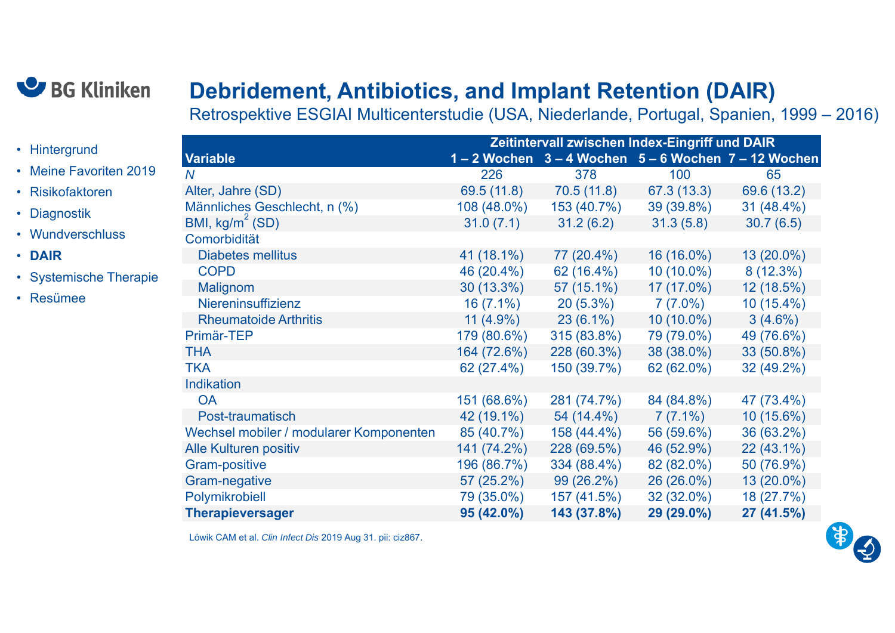# Debridement, Antibiotics, and Implant Retention (DAIR)

Retrospektive ESGIAI Multicenterstudie (USA, Niederlande, Portugal, Spanien, 1999 – 2016)

- Hintergrund
- Meine Favoriten 2019
- Risikofaktoren
- Diagnostik
- Wundverschluss
- **DAIR**
- Systemische Therapie
- Resümee

| Variable | Zeitintervall zwischen Index-Eingriff und DAIR | | | |
|---|---|---|---|---|
| | 1 – 2 Wochen | 3 – 4 Wochen | 5 – 6 Wochen | 7 – 12 Wochen |
| *N* | 226 | 378 | 100 | 65 |
| Alter, Jahre (SD) | 69.5 (11.8) | 70.5 (11.8) | 67.3 (13.3) | 69.6 (13.2) |
| Männliches Geschlecht, n (%) | 108 (48.0%) | 153 (40.7%) | 39 (39.8%) | 31 (48.4%) |
| BMI, kg/m$^2$ (SD) | 31.0 (7.1) | 31.2 (6.2) | 31.3 (5.8) | 30.7 (6.5) |
| Comorbidität | | | | |
| Diabetes mellitus | 41 (18.1%) | 77 (20.4%) | 16 (16.0%) | 13 (20.0%) |
| COPD | 46 (20.4%) | 62 (16.4%) | 10 (10.0%) | 8 (12.3%) |
| Malignom | 30 (13.3%) | 57 (15.1%) | 17 (17.0%) | 12 (18.5%) |
| Niereninsuffizienz | 16 (7.1%) | 20 (5.3%) | 7 (7.0%) | 10 (15.4%) |
| Rheumatoide Arthritis | 11 (4.9%) | 23 (6.1%) | 10 (10.0%) | 3 (4.6%) |
| Primär-TEP | 179 (80.6%) | 315 (83.8%) | 79 (79.0%) | 49 (76.6%) |
| THA | 164 (72.6%) | 228 (60.3%) | 38 (38.0%) | 33 (50.8%) |
| TKA | 62 (27.4%) | 150 (39.7%) | 62 (62.0%) | 32 (49.2%) |
| Indikation | | | | |
| OA | 151 (68.6%) | 281 (74.7%) | 84 (84.8%) | 47 (73.4%) |
| Post-traumatisch | 42 (19.1%) | 54 (14.4%) | 7 (7.1%) | 10 (15.6%) |
| Wechsel mobiler / modularer Komponenten | 85 (40.7%) | 158 (44.4%) | 56 (59.6%) | 36 (63.2%) |
| Alle Kulturen positiv | 141 (74.2%) | 228 (69.5%) | 46 (52.9%) | 22 (43.1%) |
| Gram-positive | 196 (86.7%) | 334 (88.4%) | 82 (82.0%) | 50 (76.9%) |
| Gram-negative | 57 (25.2%) | 99 (26.2%) | 26 (26.0%) | 13 (20.0%) |
| Polymikrobiell | 79 (35.0%) | 157 (41.5%) | 32 (32.0%) | 18 (27.7%) |
| **Therapieversager** | **95 (42.0%)** | **143 (37.8%)** | **29 (29.0%)** | **27 (41.5%)** |

Löwik CAM et al. *Clin Infect Dis* 2019 Aug 31. pii: ciz867.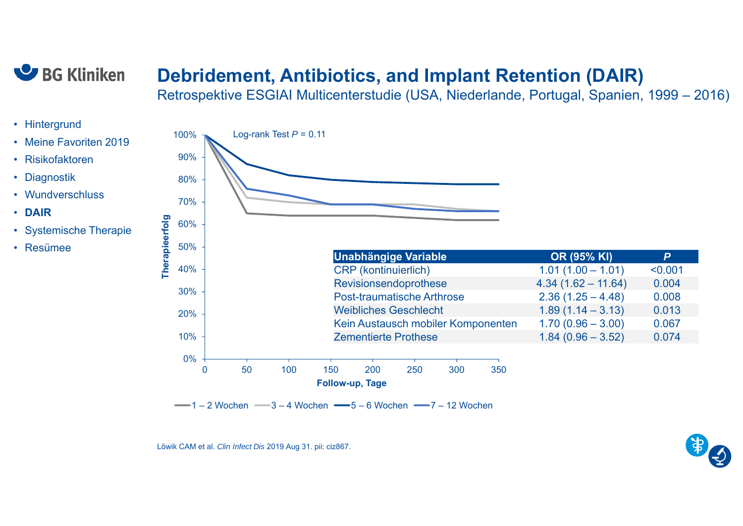# Debridement, Antibiotics, and Implant Retention (DAIR)

Retrospektive ESGIAI Multicenterstudie (USA, Niederlande, Portugal, Spanien, 1999 – 2016)

- Hintergrund
- Meine Favoriten 2019
- Risikofaktoren
- Diagnostik
- Wundverschluss
- **DAIR**
- Systemische Therapie
- Resümee

Log-rank Test *P* = 0.11

Therapieerfolg (0% – 100%) vs. Follow-up, Tage (0 – 350)

1 – 2 Wochen, 3 – 4 Wochen, 5 – 6 Wochen, 7 – 12 Wochen

| Unabhängige Variable | OR (95% KI) | *P* |
|---|---|---|
| CRP (kontinuierlich) | 1.01 (1.00 – 1.01) | <0.001 |
| Revisionsendoprothese | 4.34 (1.62 – 11.64) | 0.004 |
| Post-traumatische Arthrose | 2.36 (1.25 – 4.48) | 0.008 |
| Weibliches Geschlecht | 1.89 (1.14 – 3.13) | 0.013 |
| Kein Austausch mobiler Komponenten | 1.70 (0.96 – 3.00) | 0.067 |
| Zementierte Prothese | 1.84 (0.96 – 3.52) | 0.074 |

Löwik CAM et al. *Clin Infect Dis* 2019 Aug 31. pii: ciz867.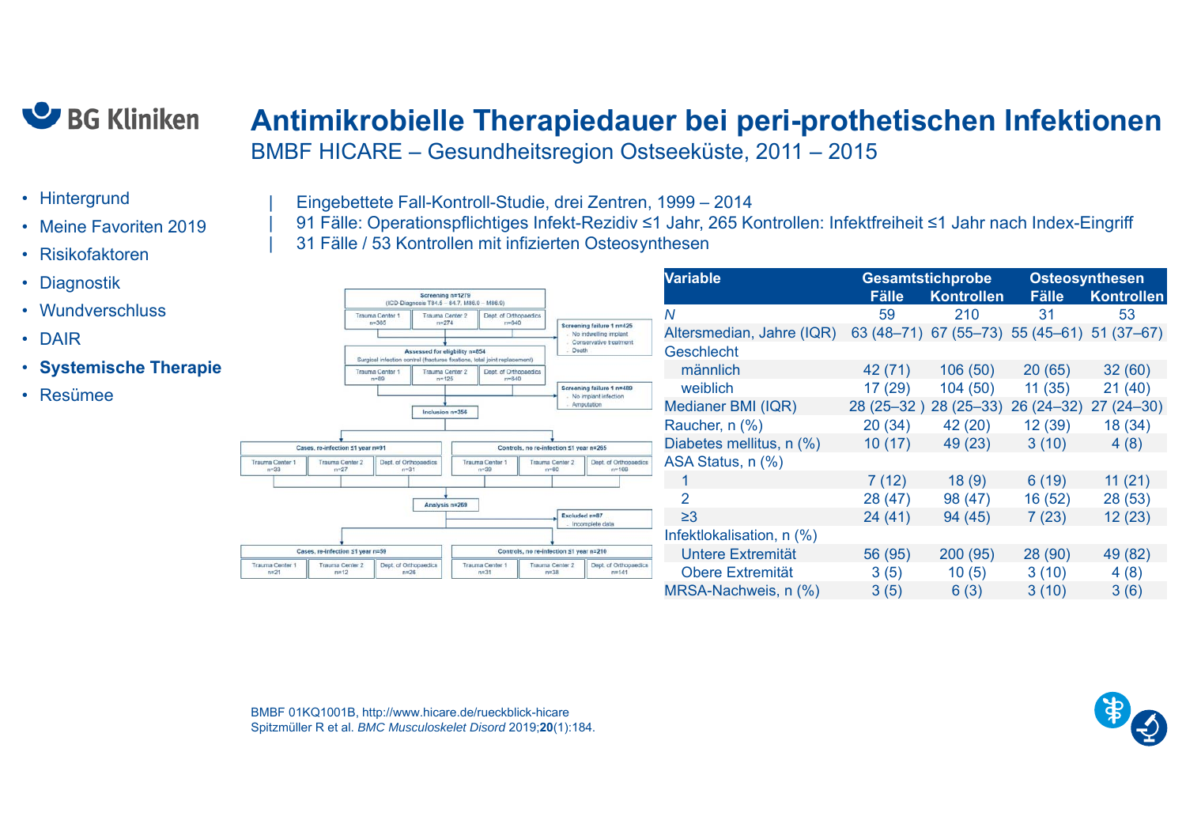# Antimikrobielle Therapiedauer bei peri-prothetischen Infektionen

BMBF HICARE – Gesundheitsregion Ostseeküste, 2011 – 2015

- Hintergrund
- Meine Favoriten 2019
- Risikofaktoren
- Diagnostik
- Wundverschluss
- DAIR
- **Systemische Therapie**
- Resümee

| Eingebettete Fall-Kontroll-Studie, drei Zentren, 1999 – 2014
| 91 Fälle: Operationspflichtiges Infekt-Rezidiv ≤1 Jahr, 265 Kontrollen: Infektfreiheit ≤1 Jahr nach Index-Eingriff
| 31 Fälle / 53 Kontrollen mit infizierten Osteosynthesen

Screening n=1279 (ICD-Diagnosis T84.5 – 84.7, M86.0 – M86.9)
Trauma Center 1 n=365 | Trauma Center 2 n=274 | Dept. of Orthopaedics n=640

Screening failure 1 n=425
- No indwelling implant
- Conservative treatment
- Death

Assessed for eligibility n=854 — Surgical infection control (fractures fixations, total joint replacement)
Trauma Center 1 n=89 | Trauma Center 2 n=125 | Dept. of Orthopaedics n=640

Screening failure 1 n=480
- No implant infection
- Amputation

Inclusion n=356

Cases, re-infection ≤1 year n=91: Trauma Center 1 n=33 | Trauma Center 2 n=27 | Dept. of Orthopaedics n=31
Controls, no re-infection ≤1 year n=265: Trauma Center 1 n=39 | Trauma Center 2 n=60 | Dept. of Orthopaedics n=166

Analysis n=269

Excluded n=87
- Incomplete data

Cases, re-infection ≤1 year n=59: Trauma Center 1 n=21 | Trauma Center 2 n=12 | Dept. of Orthopaedics n=26
Controls, no re-infection ≤1 year n=210: Trauma Center 1 n=31 | Trauma Center 2 n=38 | Dept. of Orthopaedics n=141

| Variable | Gesamtstichprobe | | Osteosynthesen | |
|---|---|---|---|---|
| | Fälle | Kontrollen | Fälle | Kontrollen |
| *N* | 59 | 210 | 31 | 53 |
| Altersmedian, Jahre (IQR) | 63 (48–71) | 67 (55–73) | 55 (45–61) | 51 (37–67) |
| Geschlecht | | | | |
| männlich | 42 (71) | 106 (50) | 20 (65) | 32 (60) |
| weiblich | 17 (29) | 104 (50) | 11 (35) | 21 (40) |
| Medianer BMI (IQR) | 28 (25–32 ) | 28 (25–33) | 26 (24–32) | 27 (24–30) |
| Raucher, n (%) | 20 (34) | 42 (20) | 12 (39) | 18 (34) |
| Diabetes mellitus, n (%) | 10 (17) | 49 (23) | 3 (10) | 4 (8) |
| ASA Status, n (%) | | | | |
| 1 | 7 (12) | 18 (9) | 6 (19) | 11 (21) |
| 2 | 28 (47) | 98 (47) | 16 (52) | 28 (53) |
| ≥3 | 24 (41) | 94 (45) | 7 (23) | 12 (23) |
| Infektlokalisation, n (%) | | | | |
| Untere Extremität | 56 (95) | 200 (95) | 28 (90) | 49 (82) |
| Obere Extremität | 3 (5) | 10 (5) | 3 (10) | 4 (8) |
| MRSA-Nachweis, n (%) | 3 (5) | 6 (3) | 3 (10) | 3 (6) |

BMBF 01KQ1001B, http://www.hicare.de/rueckblick-hicare
Spitzmüller R et al. *BMC Musculoskelet Disord* 2019;**20**(1):184.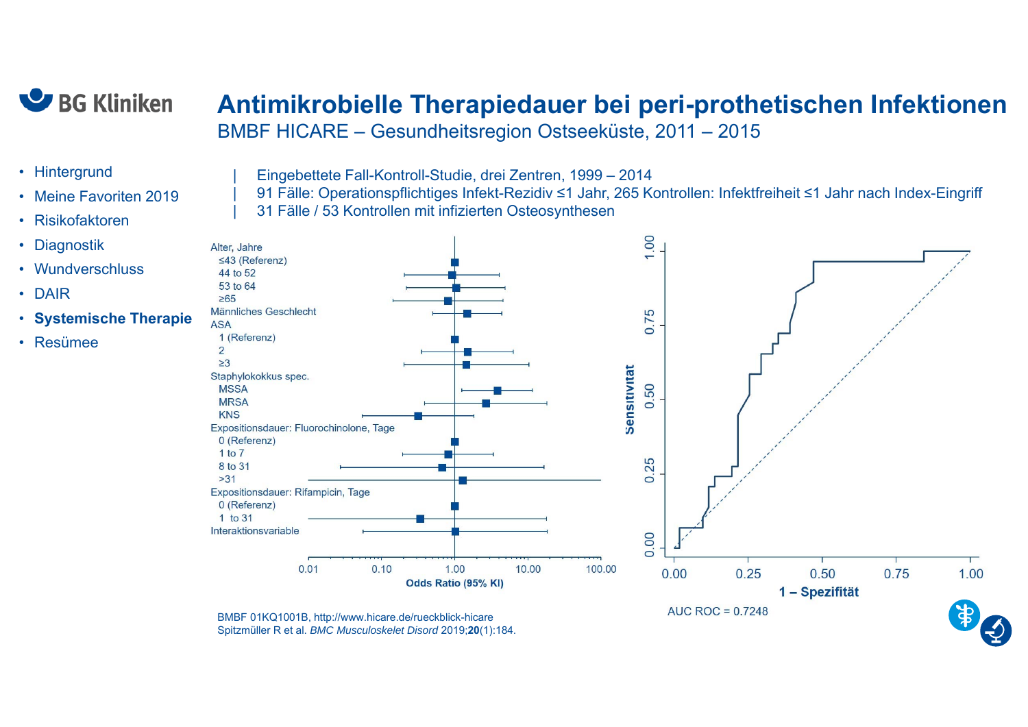# Antimikrobielle Therapiedauer bei peri-prothetischen Infektionen

## BMBF HICARE – Gesundheitsregion Ostseeküste, 2011 – 2015

- Hintergrund
- Meine Favoriten 2019
- Risikofaktoren
- Diagnostik
- Wundverschluss
- DAIR
- **Systemische Therapie**
- Resümee

| Eingebettete Fall-Kontroll-Studie, drei Zentren, 1999 – 2014
| 91 Fälle: Operationspflichtiges Infekt-Rezidiv ≤1 Jahr, 265 Kontrollen: Infektfreiheit ≤1 Jahr nach Index-Eingriff
| 31 Fälle / 53 Kontrollen mit infizierten Osteosynthesen

Alter, Jahre
- ≤43 (Referenz)
- 44 to 52
- 53 to 64
- ≥65

Männliches Geschlecht

ASA
- 1 (Referenz)
- 2
- ≥3

Staphylokokkus spec.
- MSSA
- MRSA
- KNS

Expositionsdauer: Fluorochinolone, Tage
- 0 (Referenz)
- 1 to 7
- 8 to 31
- >31

Expositionsdauer: Rifampicin, Tage
- 0 (Referenz)
- 1 to 31

Interaktionsvariable

Odds Ratio (95% KI): 0.01 – 0.10 – 1.00 – 10.00 – 100.00

Sensitivität / 1 – Spezifität

AUC ROC = 0.7248

BMBF 01KQ1001B, http://www.hicare.de/rueckblick-hicare
Spitzmüller R et al. *BMC Musculoskelet Disord* 2019;**20**(1):184.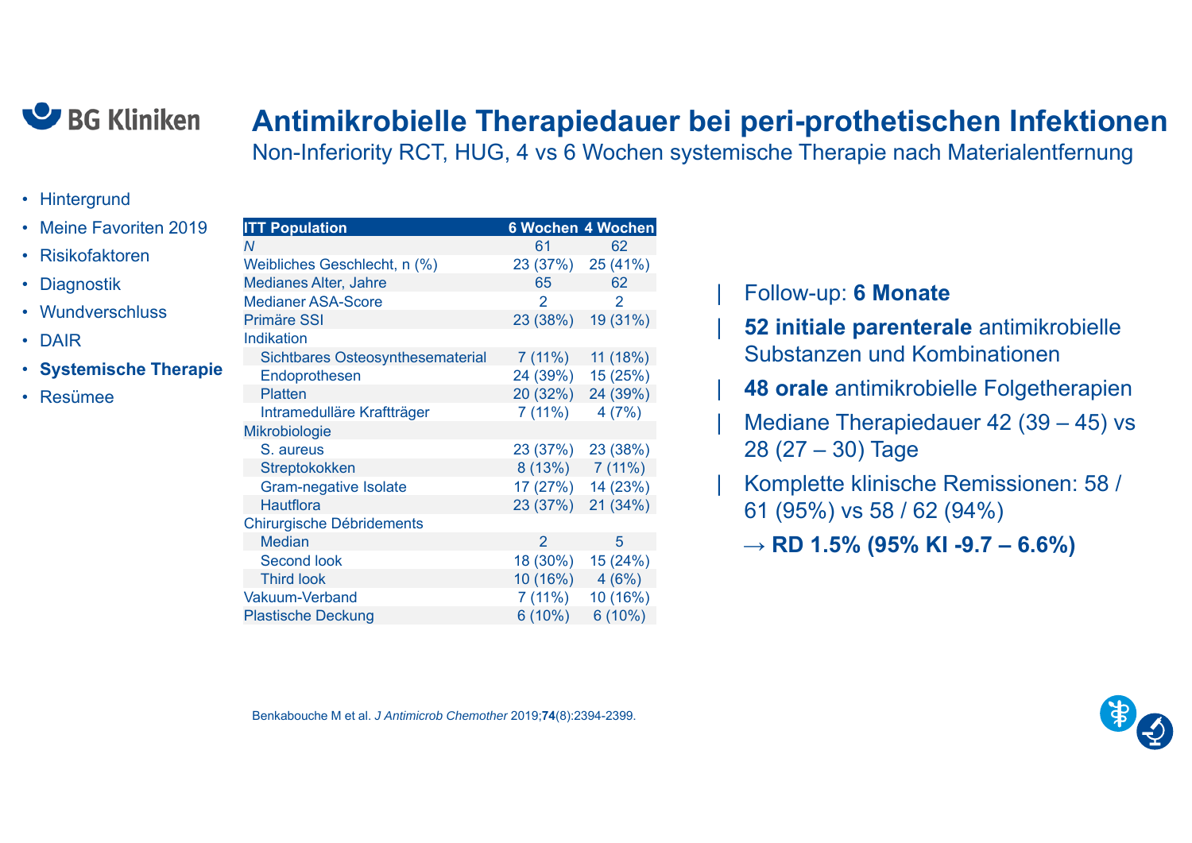# Antimikrobielle Therapiedauer bei peri-prothetischen Infektionen

Non-Inferiority RCT, HUG, 4 vs 6 Wochen systemische Therapie nach Materialentfernung

- Hintergrund
- Meine Favoriten 2019
- Risikofaktoren
- Diagnostik
- Wundverschluss
- DAIR
- **Systemische Therapie**
- Resümee

| ITT Population | 6 Wochen | 4 Wochen |
|---|---|---|
| *N* | 61 | 62 |
| Weibliches Geschlecht, n (%) | 23 (37%) | 25 (41%) |
| Medianes Alter, Jahre | 65 | 62 |
| Medianer ASA-Score | 2 | 2 |
| Primäre SSI | 23 (38%) | 19 (31%) |
| Indikation | | |
| Sichtbares Osteosynthesematerial | 7 (11%) | 11 (18%) |
| Endoprothesen | 24 (39%) | 15 (25%) |
| Platten | 20 (32%) | 24 (39%) |
| Intramedulläre Kraftträger | 7 (11%) | 4 (7%) |
| Mikrobiologie | | |
| S. aureus | 23 (37%) | 23 (38%) |
| Streptokokken | 8 (13%) | 7 (11%) |
| Gram-negative Isolate | 17 (27%) | 14 (23%) |
| Hautflora | 23 (37%) | 21 (34%) |
| Chirurgische Débridements | | |
| Median | 2 | 5 |
| Second look | 18 (30%) | 15 (24%) |
| Third look | 10 (16%) | 4 (6%) |
| Vakuum-Verband | 7 (11%) | 10 (16%) |
| Plastische Deckung | 6 (10%) | 6 (10%) |

- Follow-up: **6 Monate**
- **52 initiale parenterale** antimikrobielle Substanzen und Kombinationen
- **48 orale** antimikrobielle Folgetherapien
- Mediane Therapiedauer 42 (39 – 45) vs 28 (27 – 30) Tage
- Komplette klinische Remissionen: 58 / 61 (95%) vs 58 / 62 (94%)

  → **RD 1.5% (95% KI -9.7 – 6.6%)**

Benkabouche M et al. *J Antimicrob Chemother* 2019;**74**(8):2394-2399.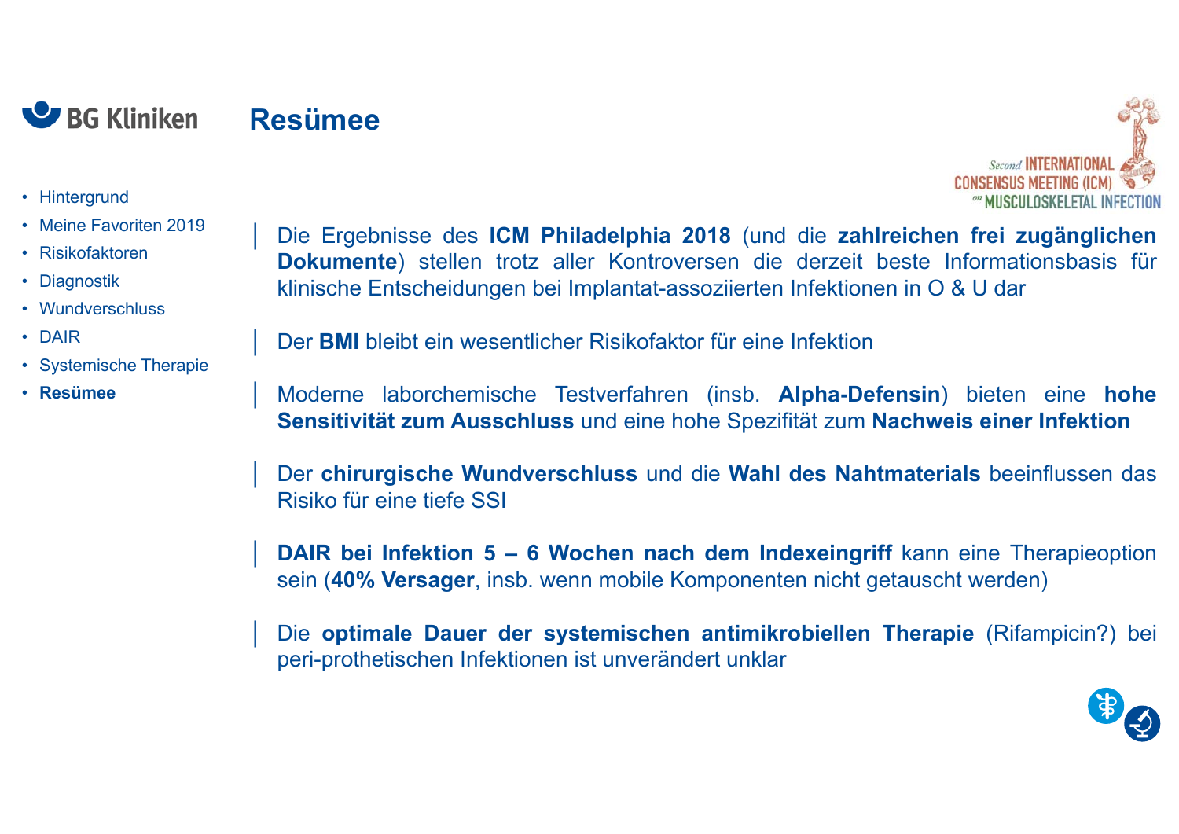# Resümee

- Hintergrund
- Meine Favoriten 2019
- Risikofaktoren
- Diagnostik
- Wundverschluss
- DAIR
- Systemische Therapie
- **Resümee**

Second INTERNATIONAL CONSENSUS MEETING (ICM) on MUSCULOSKELETAL INFECTION

Die Ergebnisse des **ICM Philadelphia 2018** (und die **zahlreichen frei zugänglichen Dokumente**) stellen trotz aller Kontroversen die derzeit beste Informationsbasis für klinische Entscheidungen bei Implantat-assoziierten Infektionen in O & U dar

Der **BMI** bleibt ein wesentlicher Risikofaktor für eine Infektion

Moderne laborchemische Testverfahren (insb. **Alpha-Defensin**) bieten eine **hohe Sensitivität zum Ausschluss** und eine hohe Spezifität zum **Nachweis einer Infektion**

Der **chirurgische Wundverschluss** und die **Wahl des Nahtmaterials** beeinflussen das Risiko für eine tiefe SSI

**DAIR bei Infektion 5 – 6 Wochen nach dem Indexeingriff** kann eine Therapieoption sein (**40% Versager**, insb. wenn mobile Komponenten nicht getauscht werden)

Die **optimale Dauer der systemischen antimikrobiellen Therapie** (Rifampicin?) bei peri-prothetischen Infektionen ist unverändert unklar